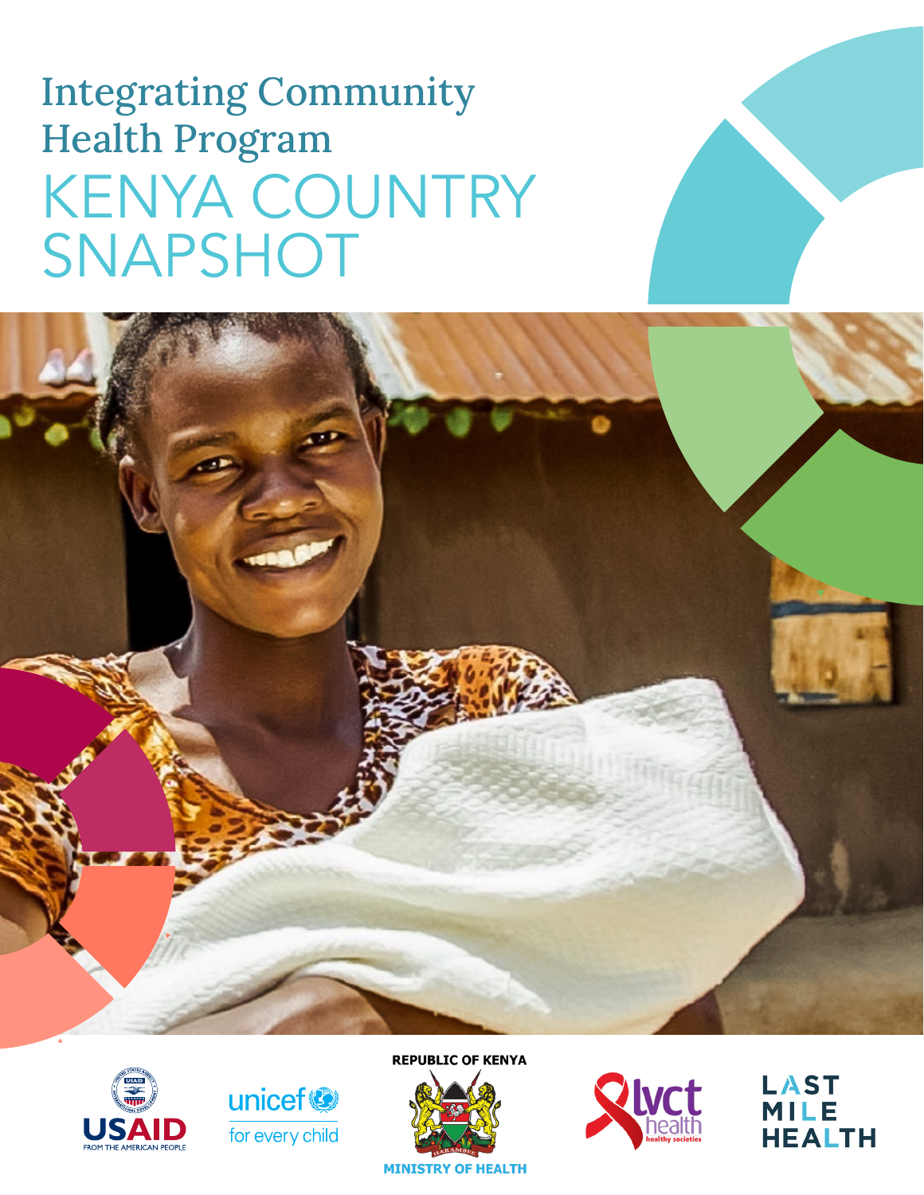# Integrating Community Health Program

# KENYA COUNTRY SNAPSHOT

USAID FROM THE AMERICAN PEOPLE

unicef for every child

REPUBLIC OF KENYA

MINISTRY OF HEALTH

lvct health healthy societies

LAST MILE HEALTH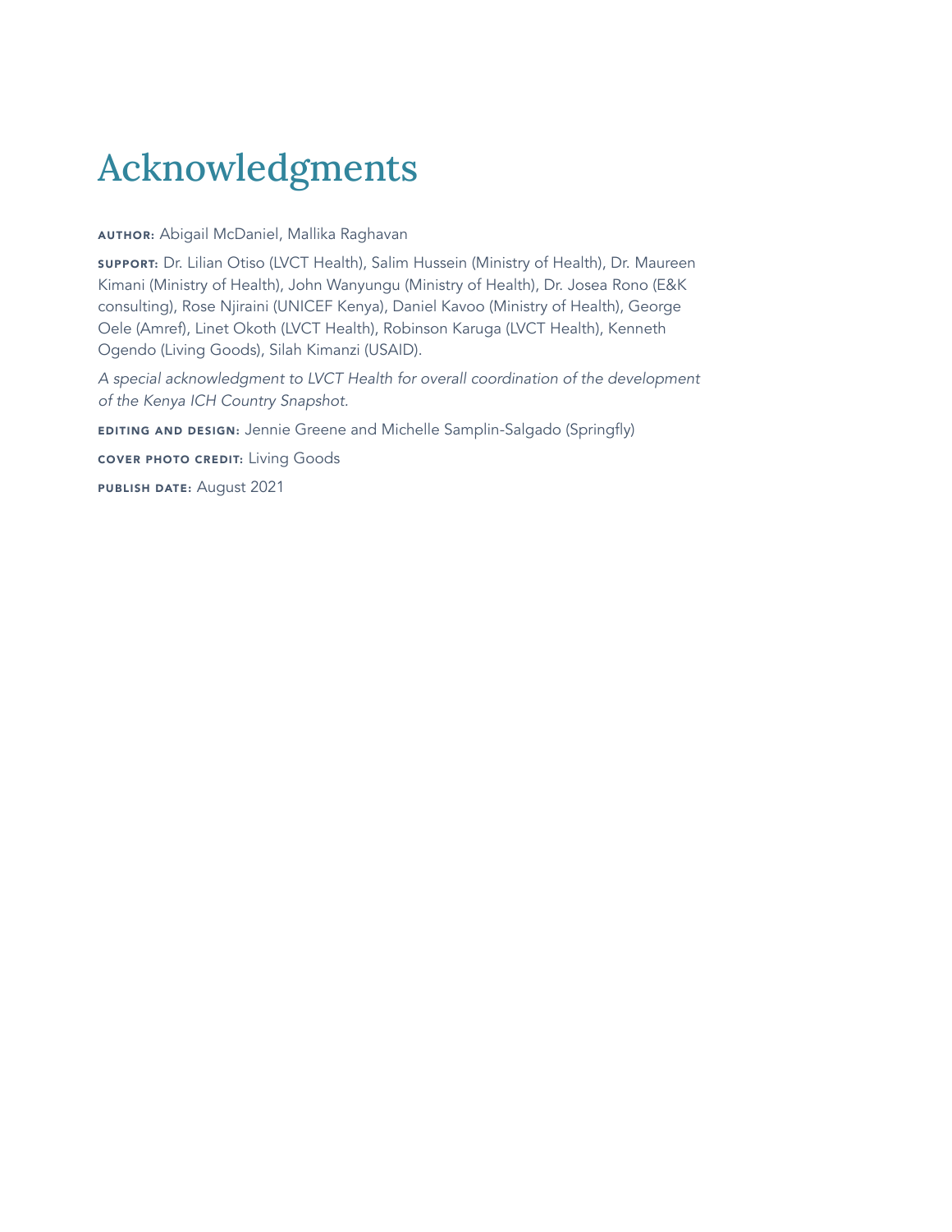# Acknowledgments

**AUTHOR:** Abigail McDaniel, Mallika Raghavan

**SUPPORT:** Dr. Lilian Otiso (LVCT Health), Salim Hussein (Ministry of Health), Dr. Maureen Kimani (Ministry of Health), John Wanyungu (Ministry of Health), Dr. Josea Rono (E&K consulting), Rose Njiraini (UNICEF Kenya), Daniel Kavoo (Ministry of Health), George Oele (Amref), Linet Okoth (LVCT Health), Robinson Karuga (LVCT Health), Kenneth Ogendo (Living Goods), Silah Kimanzi (USAID).

*A special acknowledgment to LVCT Health for overall coordination of the development of the Kenya ICH Country Snapshot.*

**EDITING AND DESIGN:** Jennie Greene and Michelle Samplin-Salgado (Springfly)

**COVER PHOTO CREDIT:** Living Goods

**PUBLISH DATE:** August 2021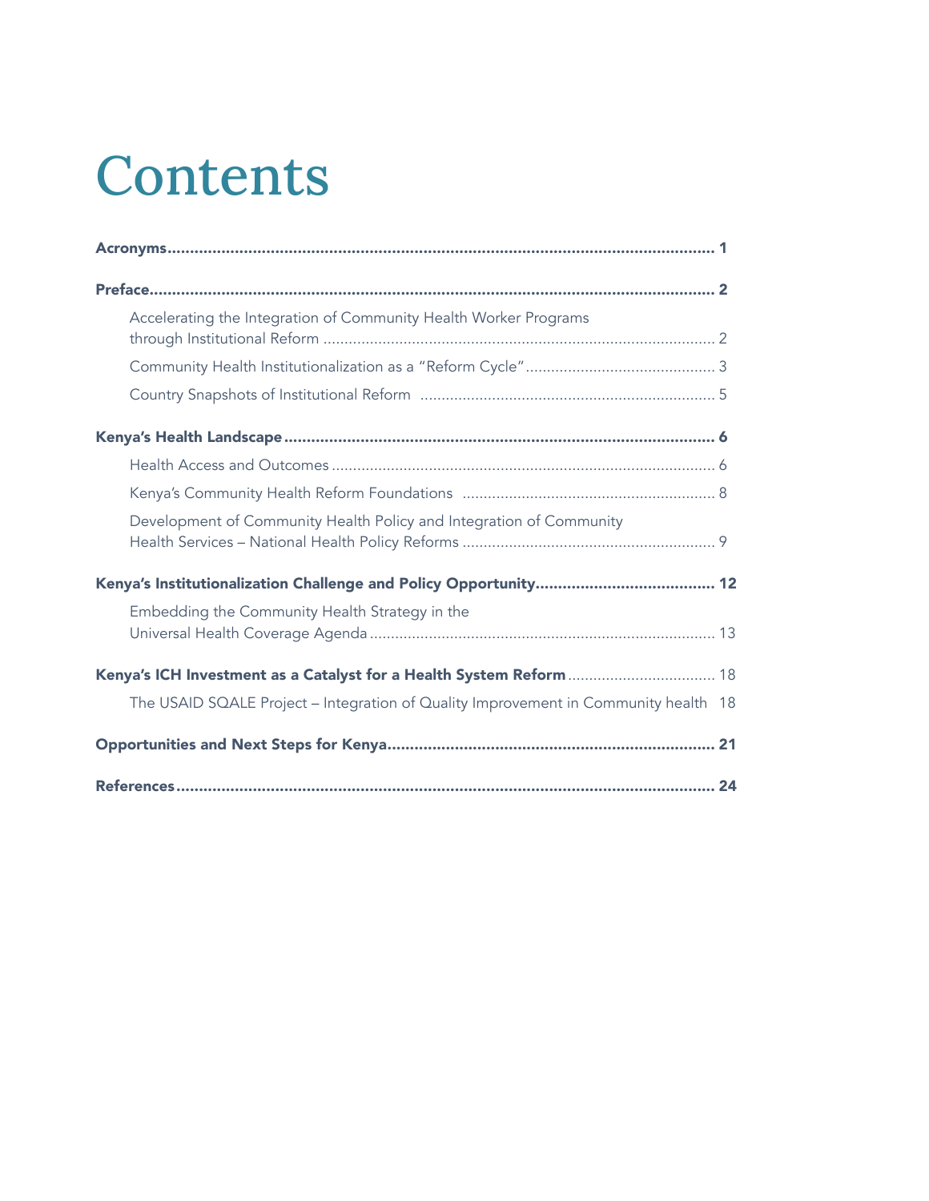# Contents

**Acronyms** .......... **1**

**Preface** .......... **2**

- Accelerating the Integration of Community Health Worker Programs through Institutional Reform .......... 2
- Community Health Institutionalization as a "Reform Cycle" .......... 3
- Country Snapshots of Institutional Reform .......... 5

**Kenya's Health Landscape** .......... **6**

- Health Access and Outcomes .......... 6
- Kenya's Community Health Reform Foundations .......... 8
- Development of Community Health Policy and Integration of Community Health Services – National Health Policy Reforms .......... 9

**Kenya's Institutionalization Challenge and Policy Opportunity** .......... **12**

- Embedding the Community Health Strategy in the Universal Health Coverage Agenda .......... 13

**Kenya's ICH Investment as a Catalyst for a Health System Reform** .......... 18

- The USAID SQALE Project – Integration of Quality Improvement in Community health 18

**Opportunities and Next Steps for Kenya** .......... **21**

**References** .......... **24**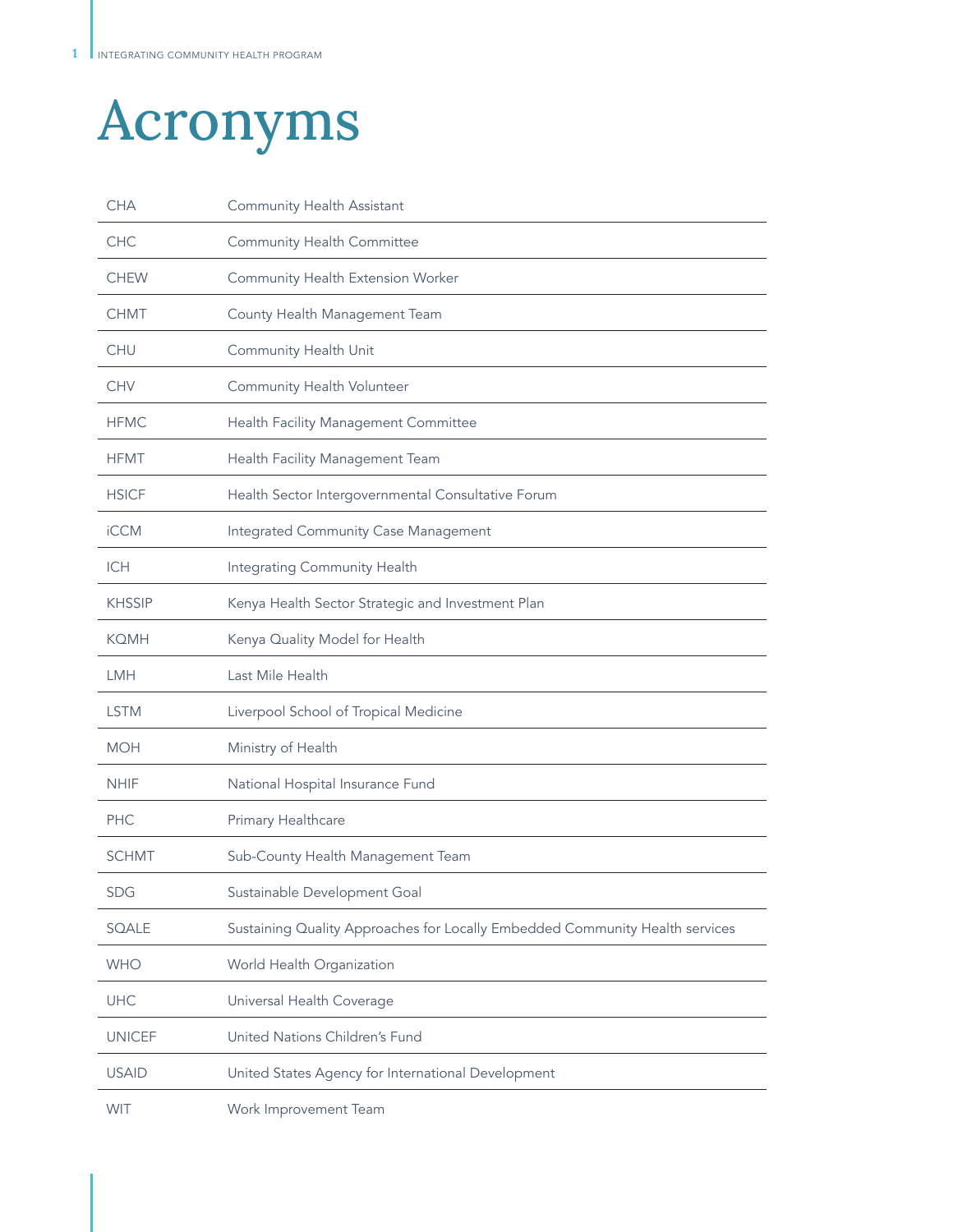# Acronyms

| | |
|---|---|
| CHA | Community Health Assistant |
| CHC | Community Health Committee |
| CHEW | Community Health Extension Worker |
| CHMT | County Health Management Team |
| CHU | Community Health Unit |
| CHV | Community Health Volunteer |
| HFMC | Health Facility Management Committee |
| HFMT | Health Facility Management Team |
| HSICF | Health Sector Intergovernmental Consultative Forum |
| iCCM | Integrated Community Case Management |
| ICH | Integrating Community Health |
| KHSSIP | Kenya Health Sector Strategic and Investment Plan |
| KQMH | Kenya Quality Model for Health |
| LMH | Last Mile Health |
| LSTM | Liverpool School of Tropical Medicine |
| MOH | Ministry of Health |
| NHIF | National Hospital Insurance Fund |
| PHC | Primary Healthcare |
| SCHMT | Sub-County Health Management Team |
| SDG | Sustainable Development Goal |
| SQALE | Sustaining Quality Approaches for Locally Embedded Community Health services |
| WHO | World Health Organization |
| UHC | Universal Health Coverage |
| UNICEF | United Nations Children's Fund |
| USAID | United States Agency for International Development |
| WIT | Work Improvement Team |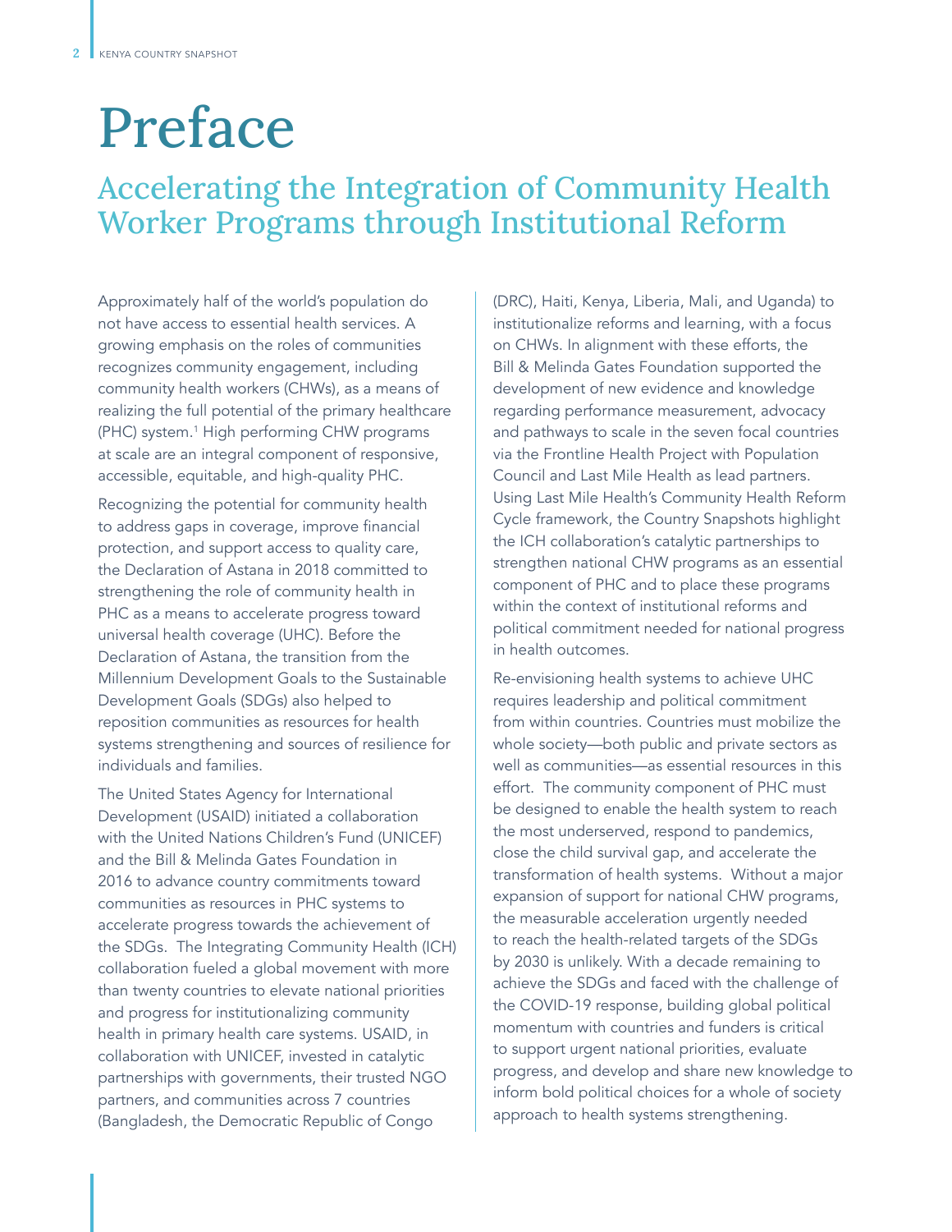# Preface

## Accelerating the Integration of Community Health Worker Programs through Institutional Reform

Approximately half of the world's population do not have access to essential health services. A growing emphasis on the roles of communities recognizes community engagement, including community health workers (CHWs), as a means of realizing the full potential of the primary healthcare (PHC) system.[1] High performing CHW programs at scale are an integral component of responsive, accessible, equitable, and high-quality PHC.

Recognizing the potential for community health to address gaps in coverage, improve financial protection, and support access to quality care, the Declaration of Astana in 2018 committed to strengthening the role of community health in PHC as a means to accelerate progress toward universal health coverage (UHC). Before the Declaration of Astana, the transition from the Millennium Development Goals to the Sustainable Development Goals (SDGs) also helped to reposition communities as resources for health systems strengthening and sources of resilience for individuals and families.

The United States Agency for International Development (USAID) initiated a collaboration with the United Nations Children's Fund (UNICEF) and the Bill & Melinda Gates Foundation in 2016 to advance country commitments toward communities as resources in PHC systems to accelerate progress towards the achievement of the SDGs. The Integrating Community Health (ICH) collaboration fueled a global movement with more than twenty countries to elevate national priorities and progress for institutionalizing community health in primary health care systems. USAID, in collaboration with UNICEF, invested in catalytic partnerships with governments, their trusted NGO partners, and communities across 7 countries (Bangladesh, the Democratic Republic of Congo (DRC), Haiti, Kenya, Liberia, Mali, and Uganda) to institutionalize reforms and learning, with a focus on CHWs. In alignment with these efforts, the Bill & Melinda Gates Foundation supported the development of new evidence and knowledge regarding performance measurement, advocacy and pathways to scale in the seven focal countries via the Frontline Health Project with Population Council and Last Mile Health as lead partners. Using Last Mile Health's Community Health Reform Cycle framework, the Country Snapshots highlight the ICH collaboration's catalytic partnerships to strengthen national CHW programs as an essential component of PHC and to place these programs within the context of institutional reforms and political commitment needed for national progress in health outcomes.

Re-envisioning health systems to achieve UHC requires leadership and political commitment from within countries. Countries must mobilize the whole society—both public and private sectors as well as communities—as essential resources in this effort. The community component of PHC must be designed to enable the health system to reach the most underserved, respond to pandemics, close the child survival gap, and accelerate the transformation of health systems. Without a major expansion of support for national CHW programs, the measurable acceleration urgently needed to reach the health-related targets of the SDGs by 2030 is unlikely. With a decade remaining to achieve the SDGs and faced with the challenge of the COVID-19 response, building global political momentum with countries and funders is critical to support urgent national priorities, evaluate progress, and develop and share new knowledge to inform bold political choices for a whole of society approach to health systems strengthening.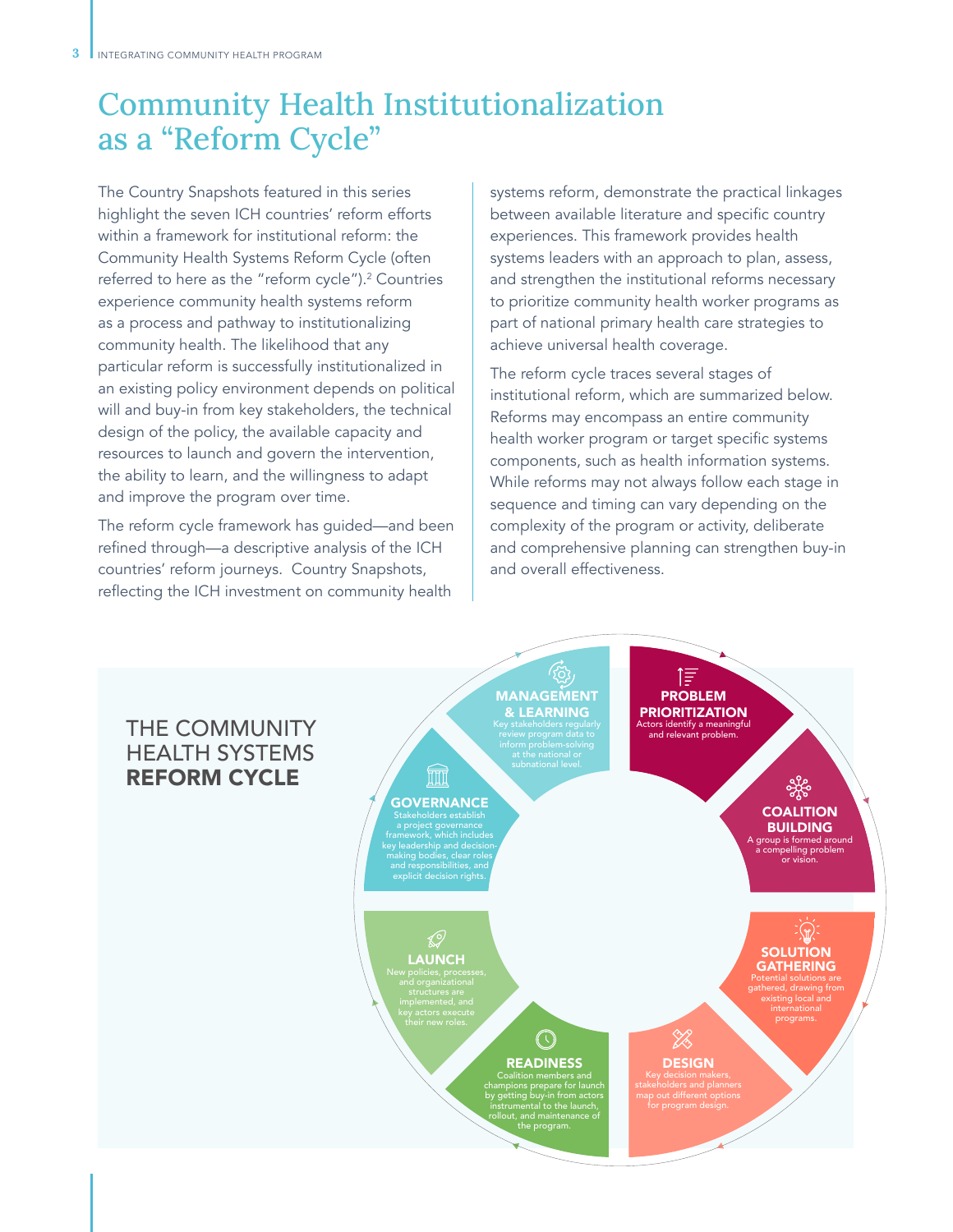# Community Health Institutionalization as a "Reform Cycle"

The Country Snapshots featured in this series highlight the seven ICH countries' reform efforts within a framework for institutional reform: the Community Health Systems Reform Cycle (often referred to here as the "reform cycle").[2] Countries experience community health systems reform as a process and pathway to institutionalizing community health. The likelihood that any particular reform is successfully institutionalized in an existing policy environment depends on political will and buy-in from key stakeholders, the technical design of the policy, the available capacity and resources to launch and govern the intervention, the ability to learn, and the willingness to adapt and improve the program over time.

The reform cycle framework has guided—and been refined through—a descriptive analysis of the ICH countries' reform journeys. Country Snapshots, reflecting the ICH investment on community health systems reform, demonstrate the practical linkages between available literature and specific country experiences. This framework provides health systems leaders with an approach to plan, assess, and strengthen the institutional reforms necessary to prioritize community health worker programs as part of national primary health care strategies to achieve universal health coverage.

The reform cycle traces several stages of institutional reform, which are summarized below. Reforms may encompass an entire community health worker program or target specific systems components, such as health information systems. While reforms may not always follow each stage in sequence and timing can vary depending on the complexity of the program or activity, deliberate and comprehensive planning can strengthen buy-in and overall effectiveness.

## THE COMMUNITY HEALTH SYSTEMS **REFORM CYCLE**

**PROBLEM PRIORITIZATION**
Actors identify a meaningful and relevant problem.

**COALITION BUILDING**
A group is formed around a compelling problem or vision.

**SOLUTION GATHERING**
Potential solutions are gathered, drawing from existing local and international programs.

**DESIGN**
Key decision makers, stakeholders and planners map out different options for program design.

**READINESS**
Coalition members and champions prepare for launch by getting buy-in from actors instrumental to the launch, rollout, and maintenance of the program.

**LAUNCH**
New policies, processes, and organizational structures are implemented, and key actors execute their new roles.

**GOVERNANCE**
Stakeholders establish a project governance framework, which includes key leadership and decision-making bodies, clear roles and responsibilities, and explicit decision rights.

**MANAGEMENT & LEARNING**
Key stakeholders regularly review program data to inform problem-solving at the national or subnational level.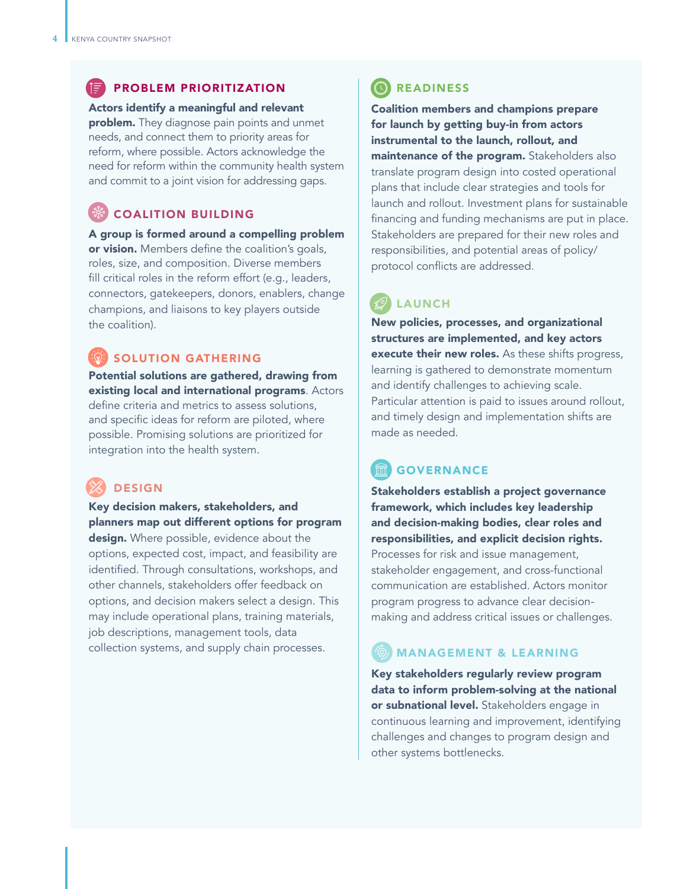## PROBLEM PRIORITIZATION

**Actors identify a meaningful and relevant problem.** They diagnose pain points and unmet needs, and connect them to priority areas for reform, where possible. Actors acknowledge the need for reform within the community health system and commit to a joint vision for addressing gaps.

## COALITION BUILDING

**A group is formed around a compelling problem or vision.** Members define the coalition's goals, roles, size, and composition. Diverse members fill critical roles in the reform effort (e.g., leaders, connectors, gatekeepers, donors, enablers, change champions, and liaisons to key players outside the coalition).

## SOLUTION GATHERING

**Potential solutions are gathered, drawing from existing local and international programs**. Actors define criteria and metrics to assess solutions, and specific ideas for reform are piloted, where possible. Promising solutions are prioritized for integration into the health system.

## DESIGN

**Key decision makers, stakeholders, and planners map out different options for program design.** Where possible, evidence about the options, expected cost, impact, and feasibility are identified. Through consultations, workshops, and other channels, stakeholders offer feedback on options, and decision makers select a design. This may include operational plans, training materials, job descriptions, management tools, data collection systems, and supply chain processes.

## READINESS

**Coalition members and champions prepare for launch by getting buy-in from actors instrumental to the launch, rollout, and maintenance of the program.** Stakeholders also translate program design into costed operational plans that include clear strategies and tools for launch and rollout. Investment plans for sustainable financing and funding mechanisms are put in place. Stakeholders are prepared for their new roles and responsibilities, and potential areas of policy/protocol conflicts are addressed.

## LAUNCH

**New policies, processes, and organizational structures are implemented, and key actors execute their new roles.** As these shifts progress, learning is gathered to demonstrate momentum and identify challenges to achieving scale. Particular attention is paid to issues around rollout, and timely design and implementation shifts are made as needed.

## GOVERNANCE

**Stakeholders establish a project governance framework, which includes key leadership and decision-making bodies, clear roles and responsibilities, and explicit decision rights.** Processes for risk and issue management, stakeholder engagement, and cross-functional communication are established. Actors monitor program progress to advance clear decision-making and address critical issues or challenges.

## MANAGEMENT & LEARNING

**Key stakeholders regularly review program data to inform problem-solving at the national or subnational level.** Stakeholders engage in continuous learning and improvement, identifying challenges and changes to program design and other systems bottlenecks.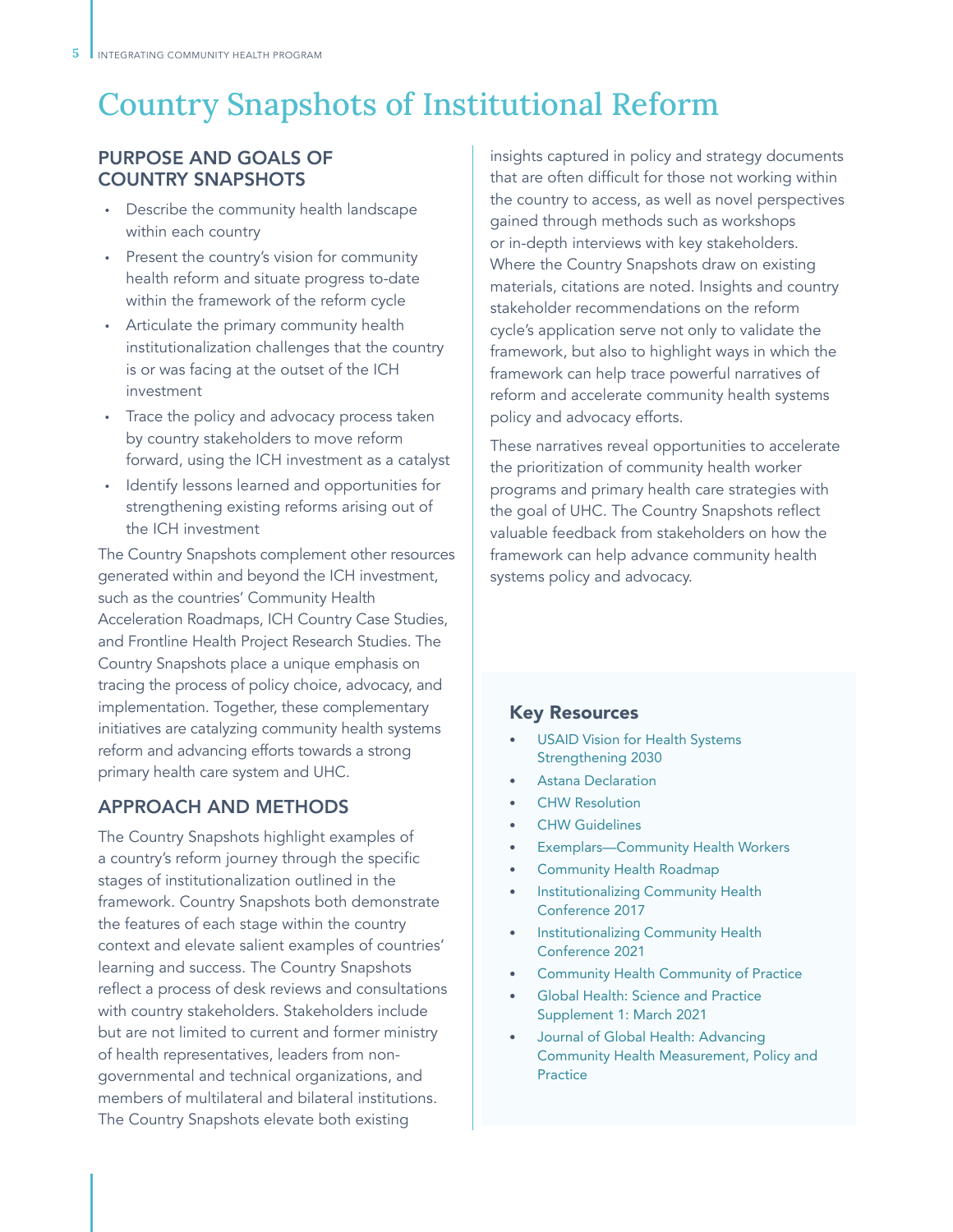# Country Snapshots of Institutional Reform

## PURPOSE AND GOALS OF COUNTRY SNAPSHOTS

- Describe the community health landscape within each country
- Present the country's vision for community health reform and situate progress to-date within the framework of the reform cycle
- Articulate the primary community health institutionalization challenges that the country is or was facing at the outset of the ICH investment
- Trace the policy and advocacy process taken by country stakeholders to move reform forward, using the ICH investment as a catalyst
- Identify lessons learned and opportunities for strengthening existing reforms arising out of the ICH investment

The Country Snapshots complement other resources generated within and beyond the ICH investment, such as the countries' Community Health Acceleration Roadmaps, ICH Country Case Studies, and Frontline Health Project Research Studies. The Country Snapshots place a unique emphasis on tracing the process of policy choice, advocacy, and implementation. Together, these complementary initiatives are catalyzing community health systems reform and advancing efforts towards a strong primary health care system and UHC.

## APPROACH AND METHODS

The Country Snapshots highlight examples of a country's reform journey through the specific stages of institutionalization outlined in the framework. Country Snapshots both demonstrate the features of each stage within the country context and elevate salient examples of countries' learning and success. The Country Snapshots reflect a process of desk reviews and consultations with country stakeholders. Stakeholders include but are not limited to current and former ministry of health representatives, leaders from non-governmental and technical organizations, and members of multilateral and bilateral institutions. The Country Snapshots elevate both existing insights captured in policy and strategy documents that are often difficult for those not working within the country to access, as well as novel perspectives gained through methods such as workshops or in-depth interviews with key stakeholders. Where the Country Snapshots draw on existing materials, citations are noted. Insights and country stakeholder recommendations on the reform cycle's application serve not only to validate the framework, but also to highlight ways in which the framework can help trace powerful narratives of reform and accelerate community health systems policy and advocacy efforts.

These narratives reveal opportunities to accelerate the prioritization of community health worker programs and primary health care strategies with the goal of UHC. The Country Snapshots reflect valuable feedback from stakeholders on how the framework can help advance community health systems policy and advocacy.

### Key Resources

- USAID Vision for Health Systems Strengthening 2030
- Astana Declaration
- CHW Resolution
- CHW Guidelines
- Exemplars—Community Health Workers
- Community Health Roadmap
- Institutionalizing Community Health Conference 2017
- Institutionalizing Community Health Conference 2021
- Community Health Community of Practice
- Global Health: Science and Practice Supplement 1: March 2021
- Journal of Global Health: Advancing Community Health Measurement, Policy and Practice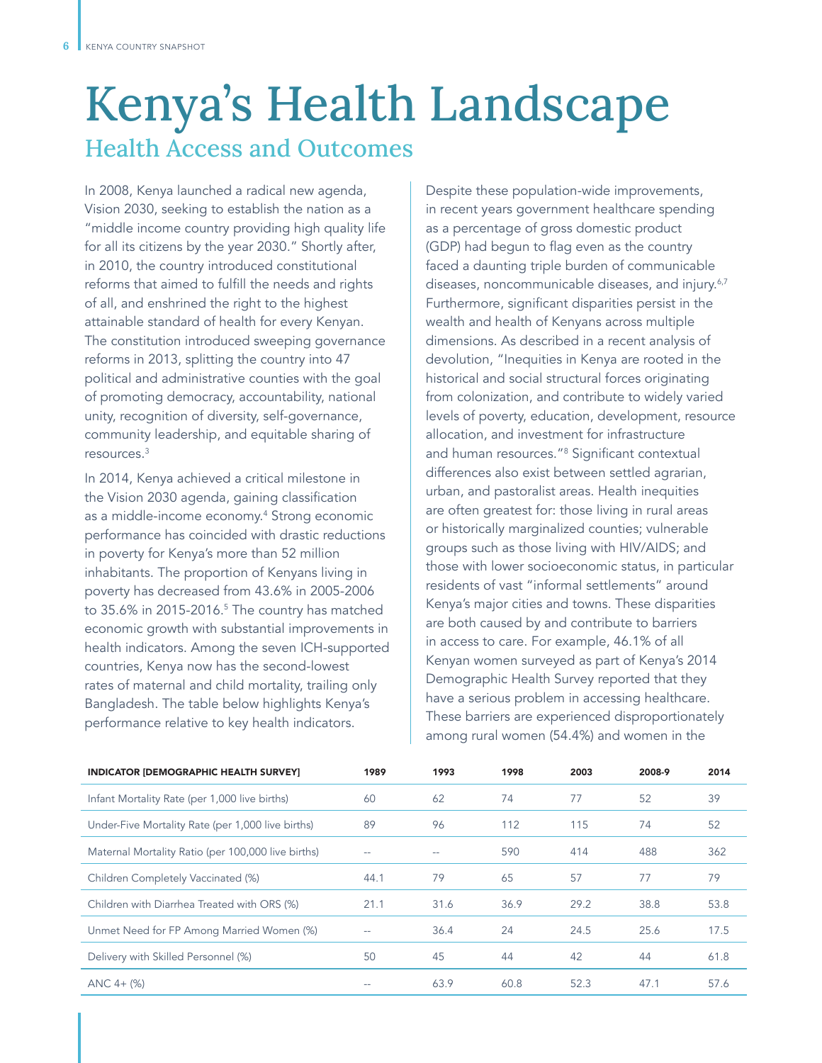# Kenya's Health Landscape

## Health Access and Outcomes

In 2008, Kenya launched a radical new agenda, Vision 2030, seeking to establish the nation as a "middle income country providing high quality life for all its citizens by the year 2030." Shortly after, in 2010, the country introduced constitutional reforms that aimed to fulfill the needs and rights of all, and enshrined the right to the highest attainable standard of health for every Kenyan. The constitution introduced sweeping governance reforms in 2013, splitting the country into 47 political and administrative counties with the goal of promoting democracy, accountability, national unity, recognition of diversity, self-governance, community leadership, and equitable sharing of resources.[3]

In 2014, Kenya achieved a critical milestone in the Vision 2030 agenda, gaining classification as a middle-income economy.[4] Strong economic performance has coincided with drastic reductions in poverty for Kenya's more than 52 million inhabitants. The proportion of Kenyans living in poverty has decreased from 43.6% in 2005-2006 to 35.6% in 2015-2016.[5] The country has matched economic growth with substantial improvements in health indicators. Among the seven ICH-supported countries, Kenya now has the second-lowest rates of maternal and child mortality, trailing only Bangladesh. The table below highlights Kenya's performance relative to key health indicators.

Despite these population-wide improvements, in recent years government healthcare spending as a percentage of gross domestic product (GDP) had begun to flag even as the country faced a daunting triple burden of communicable diseases, noncommunicable diseases, and injury.[6,7] Furthermore, significant disparities persist in the wealth and health of Kenyans across multiple dimensions. As described in a recent analysis of devolution, "Inequities in Kenya are rooted in the historical and social structural forces originating from colonization, and contribute to widely varied levels of poverty, education, development, resource allocation, and investment for infrastructure and human resources."[8] Significant contextual differences also exist between settled agrarian, urban, and pastoralist areas. Health inequities are often greatest for: those living in rural areas or historically marginalized counties; vulnerable groups such as those living with HIV/AIDS; and those with lower socioeconomic status, in particular residents of vast "informal settlements" around Kenya's major cities and towns. These disparities are both caused by and contribute to barriers in access to care. For example, 46.1% of all Kenyan women surveyed as part of Kenya's 2014 Demographic Health Survey reported that they have a serious problem in accessing healthcare. These barriers are experienced disproportionately among rural women (54.4%) and women in the

| INDICATOR [DEMOGRAPHIC HEALTH SURVEY] | 1989 | 1993 | 1998 | 2003 | 2008-9 | 2014 |
|---|---|---|---|---|---|---|
| Infant Mortality Rate (per 1,000 live births) | 60 | 62 | 74 | 77 | 52 | 39 |
| Under-Five Mortality Rate (per 1,000 live births) | 89 | 96 | 112 | 115 | 74 | 52 |
| Maternal Mortality Ratio (per 100,000 live births) | -- | -- | 590 | 414 | 488 | 362 |
| Children Completely Vaccinated (%) | 44.1 | 79 | 65 | 57 | 77 | 79 |
| Children with Diarrhea Treated with ORS (%) | 21.1 | 31.6 | 36.9 | 29.2 | 38.8 | 53.8 |
| Unmet Need for FP Among Married Women (%) | -- | 36.4 | 24 | 24.5 | 25.6 | 17.5 |
| Delivery with Skilled Personnel (%) | 50 | 45 | 44 | 42 | 44 | 61.8 |
| ANC 4+ (%) | -- | 63.9 | 60.8 | 52.3 | 47.1 | 57.6 |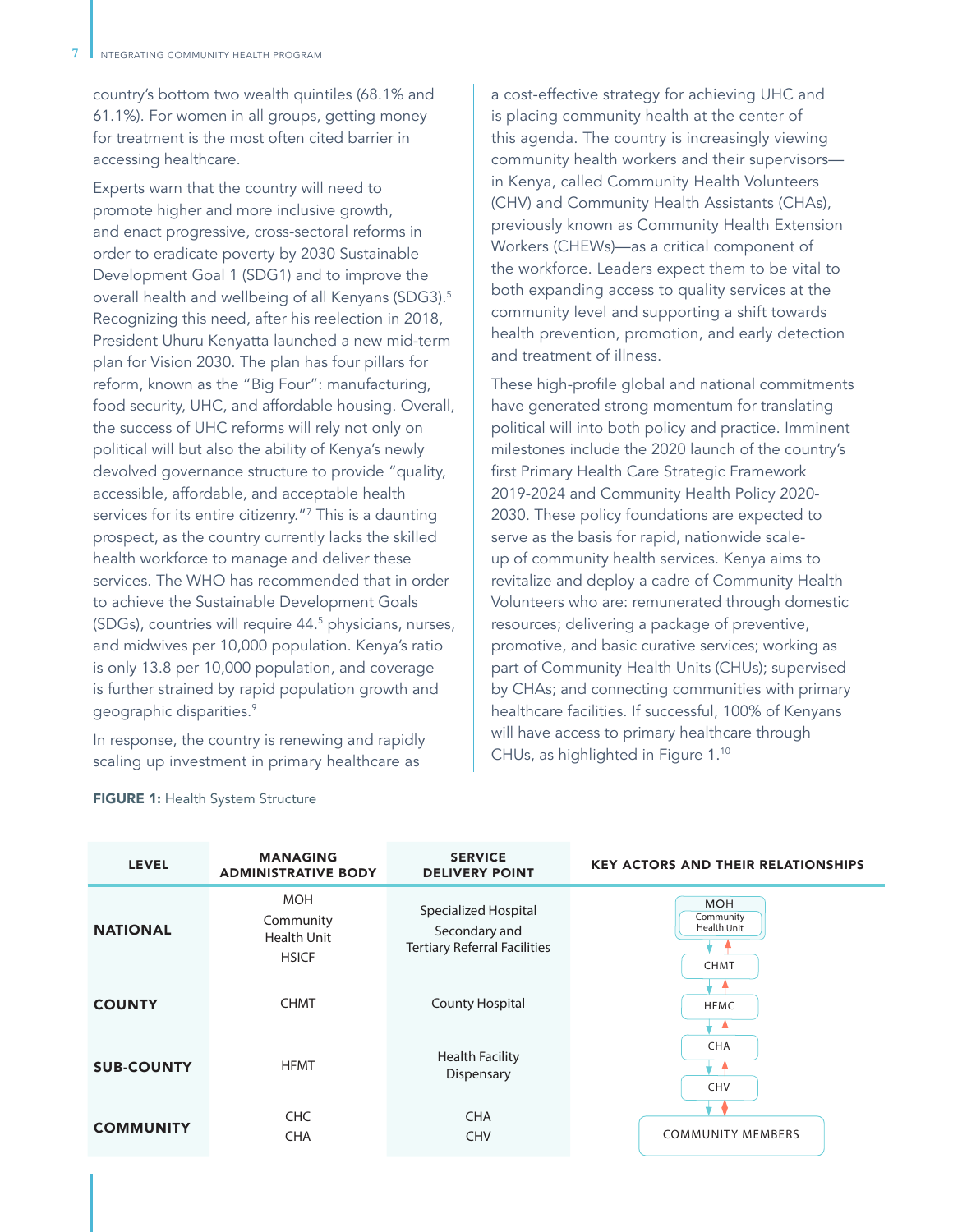country's bottom two wealth quintiles (68.1% and 61.1%). For women in all groups, getting money for treatment is the most often cited barrier in accessing healthcare.

Experts warn that the country will need to promote higher and more inclusive growth, and enact progressive, cross-sectoral reforms in order to eradicate poverty by 2030 Sustainable Development Goal 1 (SDG1) and to improve the overall health and wellbeing of all Kenyans (SDG3).[5] Recognizing this need, after his reelection in 2018, President Uhuru Kenyatta launched a new mid-term plan for Vision 2030. The plan has four pillars for reform, known as the "Big Four": manufacturing, food security, UHC, and affordable housing. Overall, the success of UHC reforms will rely not only on political will but also the ability of Kenya's newly devolved governance structure to provide "quality, accessible, affordable, and acceptable health services for its entire citizenry."[7] This is a daunting prospect, as the country currently lacks the skilled health workforce to manage and deliver these services. The WHO has recommended that in order to achieve the Sustainable Development Goals (SDGs), countries will require 44.[5] physicians, nurses, and midwives per 10,000 population. Kenya's ratio is only 13.8 per 10,000 population, and coverage is further strained by rapid population growth and geographic disparities.[9]

In response, the country is renewing and rapidly scaling up investment in primary healthcare as a cost-effective strategy for achieving UHC and is placing community health at the center of this agenda. The country is increasingly viewing community health workers and their supervisors—in Kenya, called Community Health Volunteers (CHV) and Community Health Assistants (CHAs), previously known as Community Health Extension Workers (CHEWs)—as a critical component of the workforce. Leaders expect them to be vital to both expanding access to quality services at the community level and supporting a shift towards health prevention, promotion, and early detection and treatment of illness.

These high-profile global and national commitments have generated strong momentum for translating political will into both policy and practice. Imminent milestones include the 2020 launch of the country's first Primary Health Care Strategic Framework 2019-2024 and Community Health Policy 2020-2030. These policy foundations are expected to serve as the basis for rapid, nationwide scale-up of community health services. Kenya aims to revitalize and deploy a cadre of Community Health Volunteers who are: remunerated through domestic resources; delivering a package of preventive, promotive, and basic curative services; working as part of Community Health Units (CHUs); supervised by CHAs; and connecting communities with primary healthcare facilities. If successful, 100% of Kenyans will have access to primary healthcare through CHUs, as highlighted in Figure 1.[10]

**FIGURE 1:** Health System Structure

| LEVEL | MANAGING ADMINISTRATIVE BODY | SERVICE DELIVERY POINT | KEY ACTORS AND THEIR RELATIONSHIPS |
|---|---|---|---|
| NATIONAL | MOH<br>Community Health Unit<br>HSICF | Specialized Hospital<br>Secondary and Tertiary Referral Facilities | MOH (Community Health Unit) ⇅ CHMT |
| COUNTY | CHMT | County Hospital | CHMT ⇅ HFMC |
| SUB-COUNTY | HFMT | Health Facility<br>Dispensary | HFMC ⇅ CHA ⇅ CHV |
| COMMUNITY | CHC<br>CHA | CHA<br>CHV | CHV ⇅ COMMUNITY MEMBERS |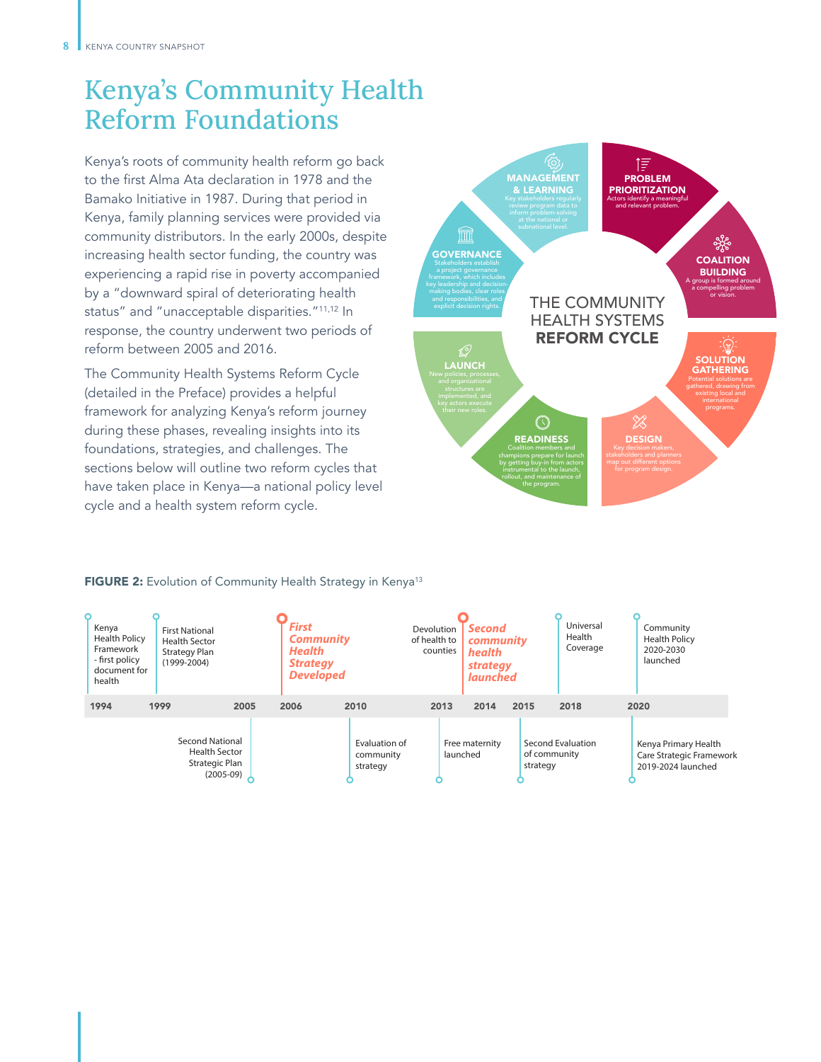# Kenya's Community Health Reform Foundations

Kenya's roots of community health reform go back to the first Alma Ata declaration in 1978 and the Bamako Initiative in 1987. During that period in Kenya, family planning services were provided via community distributors. In the early 2000s, despite increasing health sector funding, the country was experiencing a rapid rise in poverty accompanied by a "downward spiral of deteriorating health status" and "unacceptable disparities."[11,12] In response, the country underwent two periods of reform between 2005 and 2016.

The Community Health Systems Reform Cycle (detailed in the Preface) provides a helpful framework for analyzing Kenya's reform journey during these phases, revealing insights into its foundations, strategies, and challenges. The sections below will outline two reform cycles that have taken place in Kenya—a national policy level cycle and a health system reform cycle.

**THE COMMUNITY HEALTH SYSTEMS REFORM CYCLE**

- **PROBLEM PRIORITIZATION** – Actors identify a meaningful and relevant problem.
- **COALITION BUILDING** – A group is formed around a compelling problem or vision.
- **SOLUTION GATHERING** – Potential solutions are gathered, drawing from existing local and international programs.
- **DESIGN** – Key decision makers, stakeholders and planners map out different options for program design.
- **READINESS** – Coalition members and champions prepare for launch by getting buy-in from actors instrumental to the launch, rollout, and maintenance of the program.
- **LAUNCH** – New policies, processes, and organizational structures are implemented, and key actors execute their new roles.
- **GOVERNANCE** – Stakeholders establish a project governance framework, which includes key leadership and decision-making bodies, clear roles and responsibilities, and explicit decision rights.
- **MANAGEMENT & LEARNING** – Key stakeholders regularly review program data to inform problem-solving at the national or subnational level.

**FIGURE 2:** Evolution of Community Health Strategy in Kenya[13]

| Year | Milestone |
|---|---|
| 1994 | Kenya Health Policy Framework - first policy document for health |
| 1999 | First National Health Sector Strategy Plan (1999-2004) |
| 2005 | Second National Health Sector Strategic Plan (2005-09) |
| 2006 | ***First Community Health Strategy Developed*** |
| 2010 | Evaluation of community strategy |
| 2013 | Devolution of health to counties |
| 2013 | Free maternity launched |
| 2014 | ***Second community health strategy launched*** |
| 2015 | Second Evaluation of community strategy |
| 2018 | Universal Health Coverage |
| 2020 | Community Health Policy 2020-2030 launched |
| 2020 | Kenya Primary Health Care Strategic Framework 2019-2024 launched |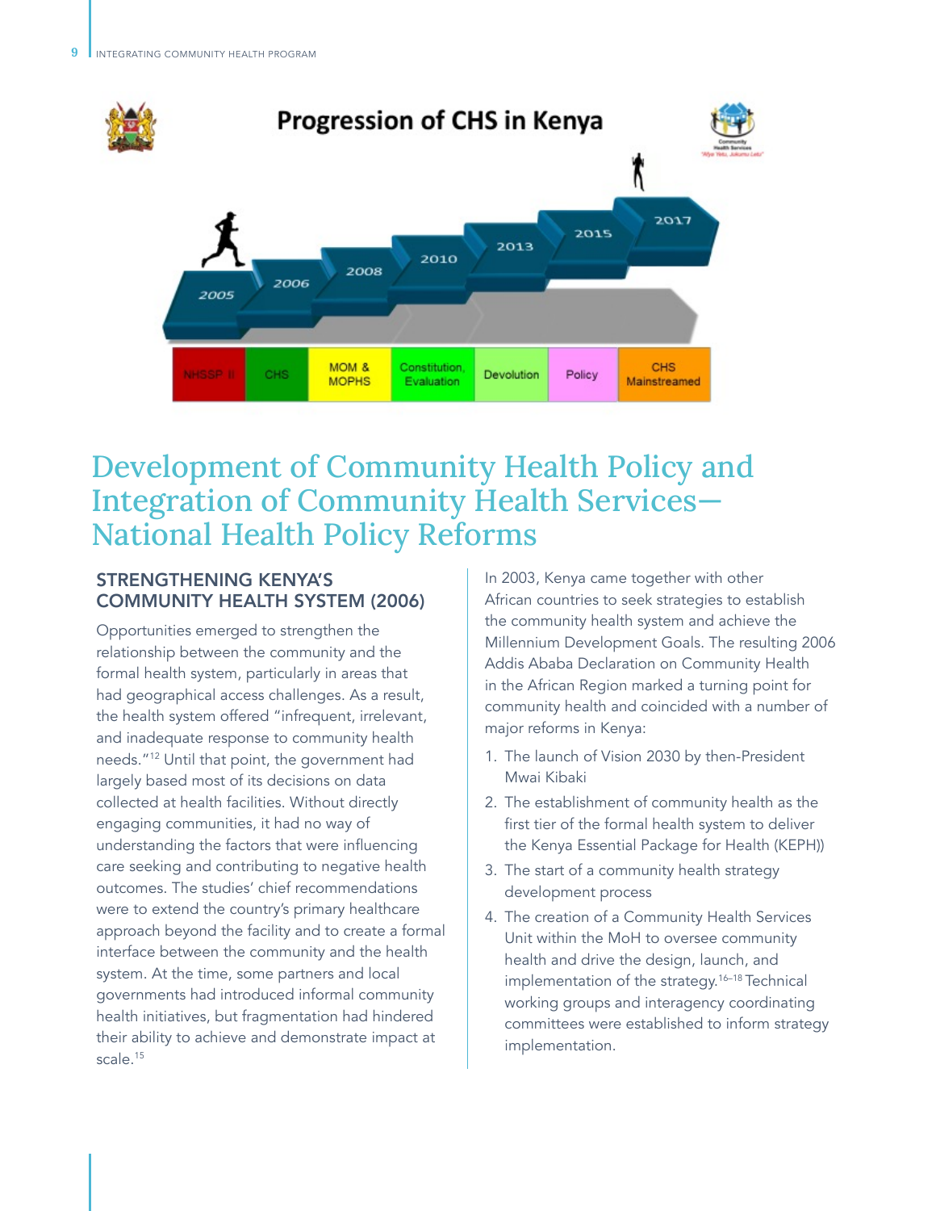## Progression of CHS in Kenya

| 2005 | 2006 | 2008 | 2010 | 2013 | 2015 | 2017 |
|---|---|---|---|---|---|---|
| NHSSP II | CHS | MOM & MOPHS | Constitution, Evaluation | Devolution | Policy | CHS Mainstreamed |

# Development of Community Health Policy and Integration of Community Health Services—National Health Policy Reforms

## STRENGTHENING KENYA'S COMMUNITY HEALTH SYSTEM (2006)

Opportunities emerged to strengthen the relationship between the community and the formal health system, particularly in areas that had geographical access challenges. As a result, the health system offered "infrequent, irrelevant, and inadequate response to community health needs."[12] Until that point, the government had largely based most of its decisions on data collected at health facilities. Without directly engaging communities, it had no way of understanding the factors that were influencing care seeking and contributing to negative health outcomes. The studies' chief recommendations were to extend the country's primary healthcare approach beyond the facility and to create a formal interface between the community and the health system. At the time, some partners and local governments had introduced informal community health initiatives, but fragmentation had hindered their ability to achieve and demonstrate impact at scale.[15]

In 2003, Kenya came together with other African countries to seek strategies to establish the community health system and achieve the Millennium Development Goals. The resulting 2006 Addis Ababa Declaration on Community Health in the African Region marked a turning point for community health and coincided with a number of major reforms in Kenya:

1. The launch of Vision 2030 by then-President Mwai Kibaki
2. The establishment of community health as the first tier of the formal health system to deliver the Kenya Essential Package for Health (KEPH))
3. The start of a community health strategy development process
4. The creation of a Community Health Services Unit within the MoH to oversee community health and drive the design, launch, and implementation of the strategy.[16–18] Technical working groups and interagency coordinating committees were established to inform strategy implementation.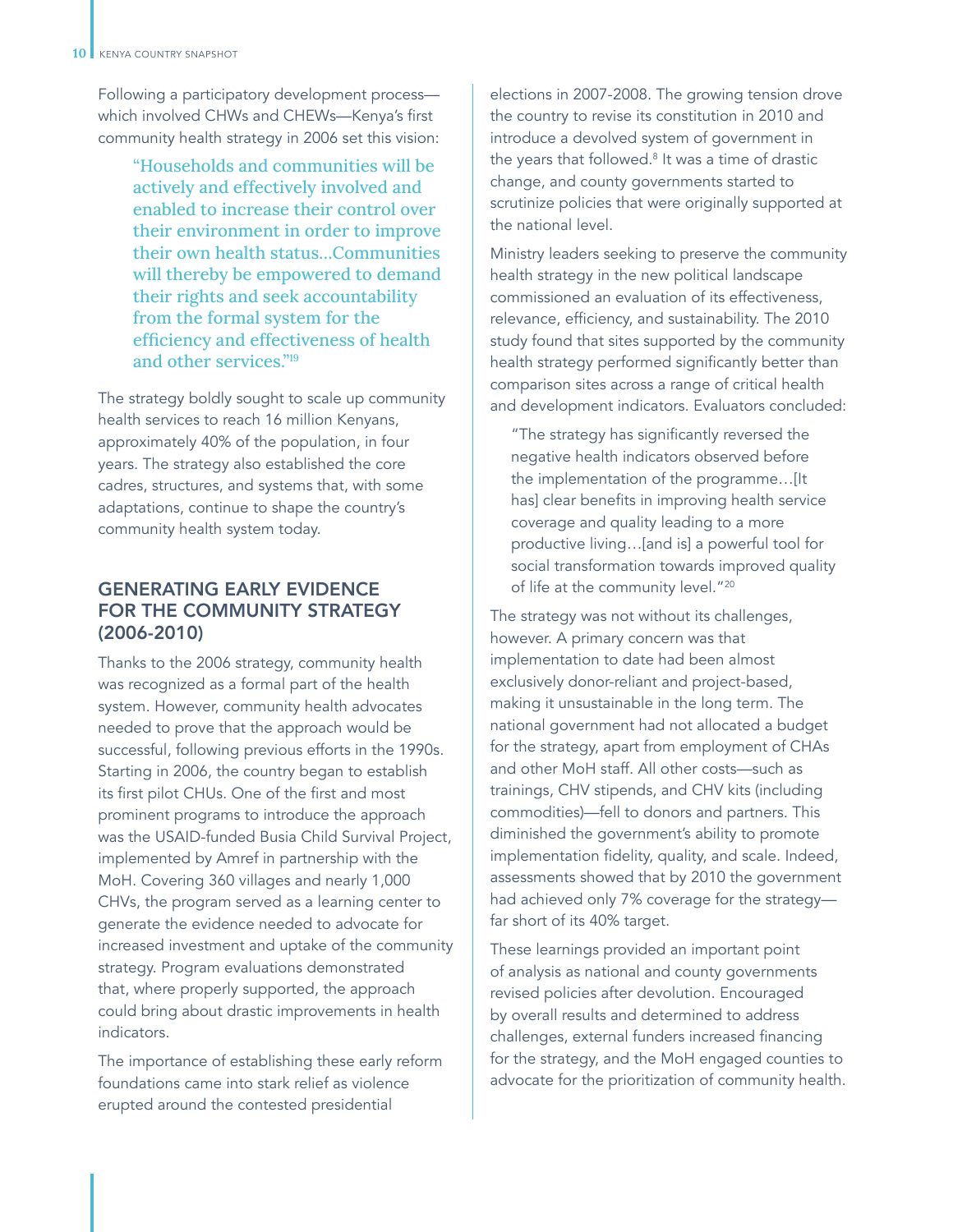Following a participatory development process—which involved CHWs and CHEWs—Kenya's first community health strategy in 2006 set this vision:

> "Households and communities will be actively and effectively involved and enabled to increase their control over their environment in order to improve their own health status...Communities will thereby be empowered to demand their rights and seek accountability from the formal system for the efficiency and effectiveness of health and other services."[19]

The strategy boldly sought to scale up community health services to reach 16 million Kenyans, approximately 40% of the population, in four years. The strategy also established the core cadres, structures, and systems that, with some adaptations, continue to shape the country's community health system today.

## GENERATING EARLY EVIDENCE FOR THE COMMUNITY STRATEGY (2006-2010)

Thanks to the 2006 strategy, community health was recognized as a formal part of the health system. However, community health advocates needed to prove that the approach would be successful, following previous efforts in the 1990s. Starting in 2006, the country began to establish its first pilot CHUs. One of the first and most prominent programs to introduce the approach was the USAID-funded Busia Child Survival Project, implemented by Amref in partnership with the MoH. Covering 360 villages and nearly 1,000 CHVs, the program served as a learning center to generate the evidence needed to advocate for increased investment and uptake of the community strategy. Program evaluations demonstrated that, where properly supported, the approach could bring about drastic improvements in health indicators.

The importance of establishing these early reform foundations came into stark relief as violence erupted around the contested presidential elections in 2007-2008. The growing tension drove the country to revise its constitution in 2010 and introduce a devolved system of government in the years that followed.[8] It was a time of drastic change, and county governments started to scrutinize policies that were originally supported at the national level.

Ministry leaders seeking to preserve the community health strategy in the new political landscape commissioned an evaluation of its effectiveness, relevance, efficiency, and sustainability. The 2010 study found that sites supported by the community health strategy performed significantly better than comparison sites across a range of critical health and development indicators. Evaluators concluded:

> "The strategy has significantly reversed the negative health indicators observed before the implementation of the programme…[It has] clear benefits in improving health service coverage and quality leading to a more productive living…[and is] a powerful tool for social transformation towards improved quality of life at the community level."[20]

The strategy was not without its challenges, however. A primary concern was that implementation to date had been almost exclusively donor-reliant and project-based, making it unsustainable in the long term. The national government had not allocated a budget for the strategy, apart from employment of CHAs and other MoH staff. All other costs—such as trainings, CHV stipends, and CHV kits (including commodities)—fell to donors and partners. This diminished the government's ability to promote implementation fidelity, quality, and scale. Indeed, assessments showed that by 2010 the government had achieved only 7% coverage for the strategy—far short of its 40% target.

These learnings provided an important point of analysis as national and county governments revised policies after devolution. Encouraged by overall results and determined to address challenges, external funders increased financing for the strategy, and the MoH engaged counties to advocate for the prioritization of community health.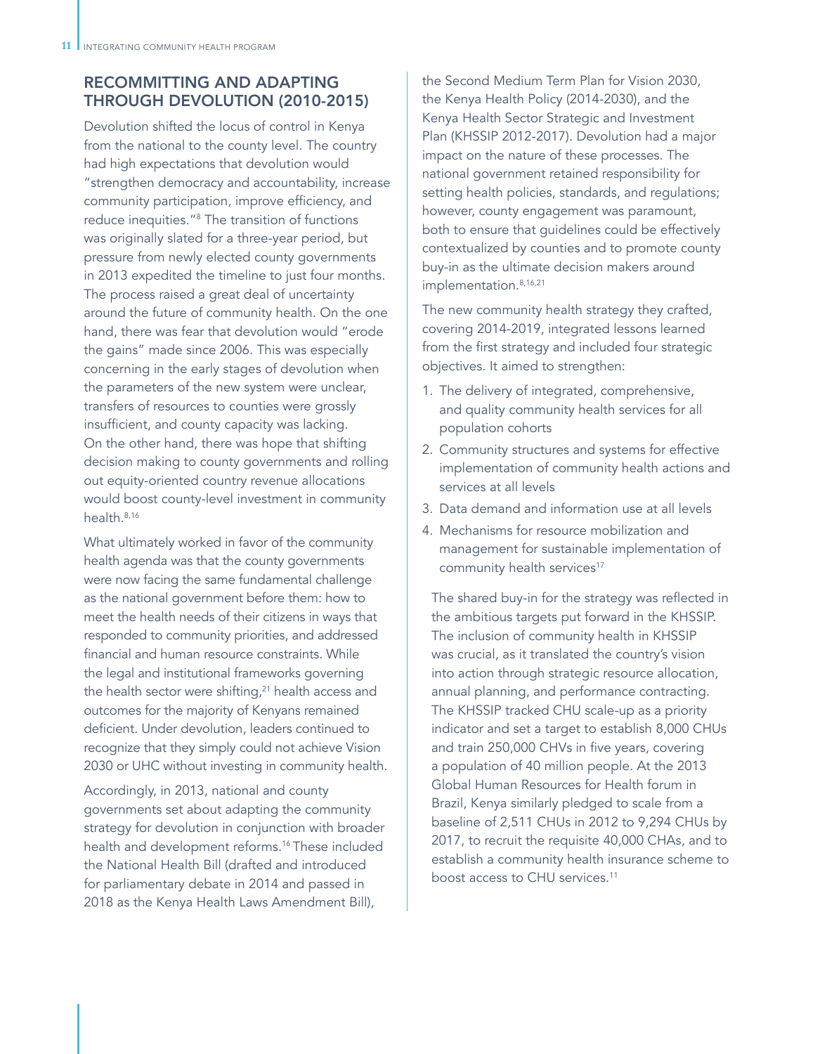## RECOMMITTING AND ADAPTING THROUGH DEVOLUTION (2010-2015)

Devolution shifted the locus of control in Kenya from the national to the county level. The country had high expectations that devolution would "strengthen democracy and accountability, increase community participation, improve efficiency, and reduce inequities."[8] The transition of functions was originally slated for a three-year period, but pressure from newly elected county governments in 2013 expedited the timeline to just four months. The process raised a great deal of uncertainty around the future of community health. On the one hand, there was fear that devolution would "erode the gains" made since 2006. This was especially concerning in the early stages of devolution when the parameters of the new system were unclear, transfers of resources to counties were grossly insufficient, and county capacity was lacking. On the other hand, there was hope that shifting decision making to county governments and rolling out equity-oriented country revenue allocations would boost county-level investment in community health.[8,16]

What ultimately worked in favor of the community health agenda was that the county governments were now facing the same fundamental challenge as the national government before them: how to meet the health needs of their citizens in ways that responded to community priorities, and addressed financial and human resource constraints. While the legal and institutional frameworks governing the health sector were shifting,[21] health access and outcomes for the majority of Kenyans remained deficient. Under devolution, leaders continued to recognize that they simply could not achieve Vision 2030 or UHC without investing in community health.

Accordingly, in 2013, national and county governments set about adapting the community strategy for devolution in conjunction with broader health and development reforms.[16] These included the National Health Bill (drafted and introduced for parliamentary debate in 2014 and passed in 2018 as the Kenya Health Laws Amendment Bill), the Second Medium Term Plan for Vision 2030, the Kenya Health Policy (2014-2030), and the Kenya Health Sector Strategic and Investment Plan (KHSSIP 2012-2017). Devolution had a major impact on the nature of these processes. The national government retained responsibility for setting health policies, standards, and regulations; however, county engagement was paramount, both to ensure that guidelines could be effectively contextualized by counties and to promote county buy-in as the ultimate decision makers around implementation.[8,16,21]

The new community health strategy they crafted, covering 2014-2019, integrated lessons learned from the first strategy and included four strategic objectives. It aimed to strengthen:

1. The delivery of integrated, comprehensive, and quality community health services for all population cohorts
2. Community structures and systems for effective implementation of community health actions and services at all levels
3. Data demand and information use at all levels
4. Mechanisms for resource mobilization and management for sustainable implementation of community health services[17]

The shared buy-in for the strategy was reflected in the ambitious targets put forward in the KHSSIP. The inclusion of community health in KHSSIP was crucial, as it translated the country's vision into action through strategic resource allocation, annual planning, and performance contracting. The KHSSIP tracked CHU scale-up as a priority indicator and set a target to establish 8,000 CHUs and train 250,000 CHVs in five years, covering a population of 40 million people. At the 2013 Global Human Resources for Health forum in Brazil, Kenya similarly pledged to scale from a baseline of 2,511 CHUs in 2012 to 9,294 CHUs by 2017, to recruit the requisite 40,000 CHAs, and to establish a community health insurance scheme to boost access to CHU services.[11]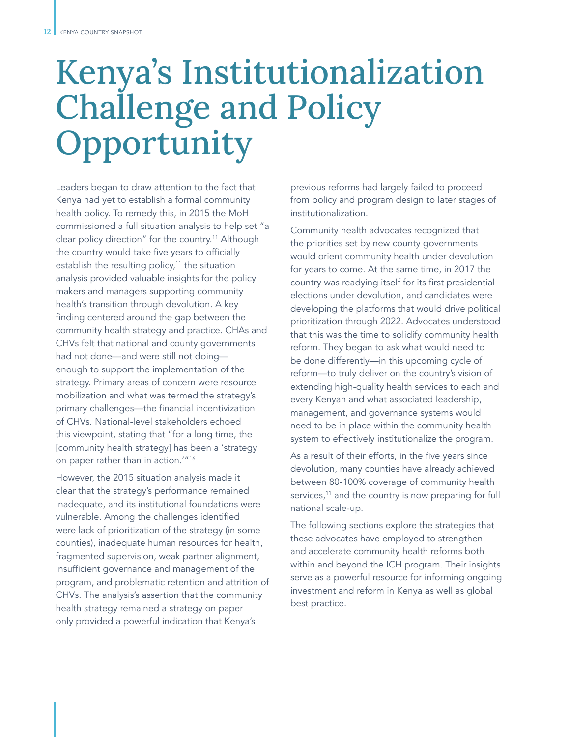# Kenya's Institutionalization Challenge and Policy Opportunity

Leaders began to draw attention to the fact that Kenya had yet to establish a formal community health policy. To remedy this, in 2015 the MoH commissioned a full situation analysis to help set "a clear policy direction" for the country.[11] Although the country would take five years to officially establish the resulting policy,[11] the situation analysis provided valuable insights for the policy makers and managers supporting community health's transition through devolution. A key finding centered around the gap between the community health strategy and practice. CHAs and CHVs felt that national and county governments had not done—and were still not doing—enough to support the implementation of the strategy. Primary areas of concern were resource mobilization and what was termed the strategy's primary challenges—the financial incentivization of CHVs. National-level stakeholders echoed this viewpoint, stating that "for a long time, the [community health strategy] has been a 'strategy on paper rather than in action.'"[16]

However, the 2015 situation analysis made it clear that the strategy's performance remained inadequate, and its institutional foundations were vulnerable. Among the challenges identified were lack of prioritization of the strategy (in some counties), inadequate human resources for health, fragmented supervision, weak partner alignment, insufficient governance and management of the program, and problematic retention and attrition of CHVs. The analysis's assertion that the community health strategy remained a strategy on paper only provided a powerful indication that Kenya's previous reforms had largely failed to proceed from policy and program design to later stages of institutionalization.

Community health advocates recognized that the priorities set by new county governments would orient community health under devolution for years to come. At the same time, in 2017 the country was readying itself for its first presidential elections under devolution, and candidates were developing the platforms that would drive political prioritization through 2022. Advocates understood that this was the time to solidify community health reform. They began to ask what would need to be done differently—in this upcoming cycle of reform—to truly deliver on the country's vision of extending high-quality health services to each and every Kenyan and what associated leadership, management, and governance systems would need to be in place within the community health system to effectively institutionalize the program.

As a result of their efforts, in the five years since devolution, many counties have already achieved between 80-100% coverage of community health services,[11] and the country is now preparing for full national scale-up.

The following sections explore the strategies that these advocates have employed to strengthen and accelerate community health reforms both within and beyond the ICH program. Their insights serve as a powerful resource for informing ongoing investment and reform in Kenya as well as global best practice.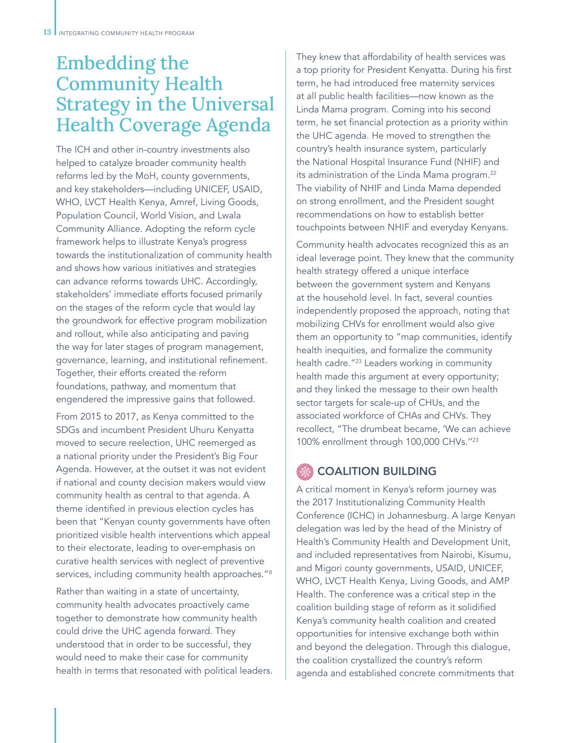# Embedding the Community Health Strategy in the Universal Health Coverage Agenda

The ICH and other in-country investments also helped to catalyze broader community health reforms led by the MoH, county governments, and key stakeholders—including UNICEF, USAID, WHO, LVCT Health Kenya, Amref, Living Goods, Population Council, World Vision, and Lwala Community Alliance. Adopting the reform cycle framework helps to illustrate Kenya's progress towards the institutionalization of community health and shows how various initiatives and strategies can advance reforms towards UHC. Accordingly, stakeholders' immediate efforts focused primarily on the stages of the reform cycle that would lay the groundwork for effective program mobilization and rollout, while also anticipating and paving the way for later stages of program management, governance, learning, and institutional refinement. Together, their efforts created the reform foundations, pathway, and momentum that engendered the impressive gains that followed.

From 2015 to 2017, as Kenya committed to the SDGs and incumbent President Uhuru Kenyatta moved to secure reelection, UHC reemerged as a national priority under the President's Big Four Agenda. However, at the outset it was not evident if national and county decision makers would view community health as central to that agenda. A theme identified in previous election cycles has been that "Kenyan county governments have often prioritized visible health interventions which appeal to their electorate, leading to over-emphasis on curative health services with neglect of preventive services, including community health approaches."[8]

Rather than waiting in a state of uncertainty, community health advocates proactively came together to demonstrate how community health could drive the UHC agenda forward. They understood that in order to be successful, they would need to make their case for community health in terms that resonated with political leaders. They knew that affordability of health services was a top priority for President Kenyatta. During his first term, he had introduced free maternity services at all public health facilities—now known as the Linda Mama program. Coming into his second term, he set financial protection as a priority within the UHC agenda. He moved to strengthen the country's health insurance system, particularly the National Hospital Insurance Fund (NHIF) and its administration of the Linda Mama program.[22] The viability of NHIF and Linda Mama depended on strong enrollment, and the President sought recommendations on how to establish better touchpoints between NHIF and everyday Kenyans.

Community health advocates recognized this as an ideal leverage point. They knew that the community health strategy offered a unique interface between the government system and Kenyans at the household level. In fact, several counties independently proposed the approach, noting that mobilizing CHVs for enrollment would also give them an opportunity to "map communities, identify health inequities, and formalize the community health cadre."[23] Leaders working in community health made this argument at every opportunity; and they linked the message to their own health sector targets for scale-up of CHUs, and the associated workforce of CHAs and CHVs. They recollect, "The drumbeat became, 'We can achieve 100% enrollment through 100,000 CHVs.'"[23]

## COALITION BUILDING

A critical moment in Kenya's reform journey was the 2017 Institutionalizing Community Health Conference (ICHC) in Johannesburg. A large Kenyan delegation was led by the head of the Ministry of Health's Community Health and Development Unit, and included representatives from Nairobi, Kisumu, and Migori county governments, USAID, UNICEF, WHO, LVCT Health Kenya, Living Goods, and AMP Health. The conference was a critical step in the coalition building stage of reform as it solidified Kenya's community health coalition and created opportunities for intensive exchange both within and beyond the delegation. Through this dialogue, the coalition crystallized the country's reform agenda and established concrete commitments that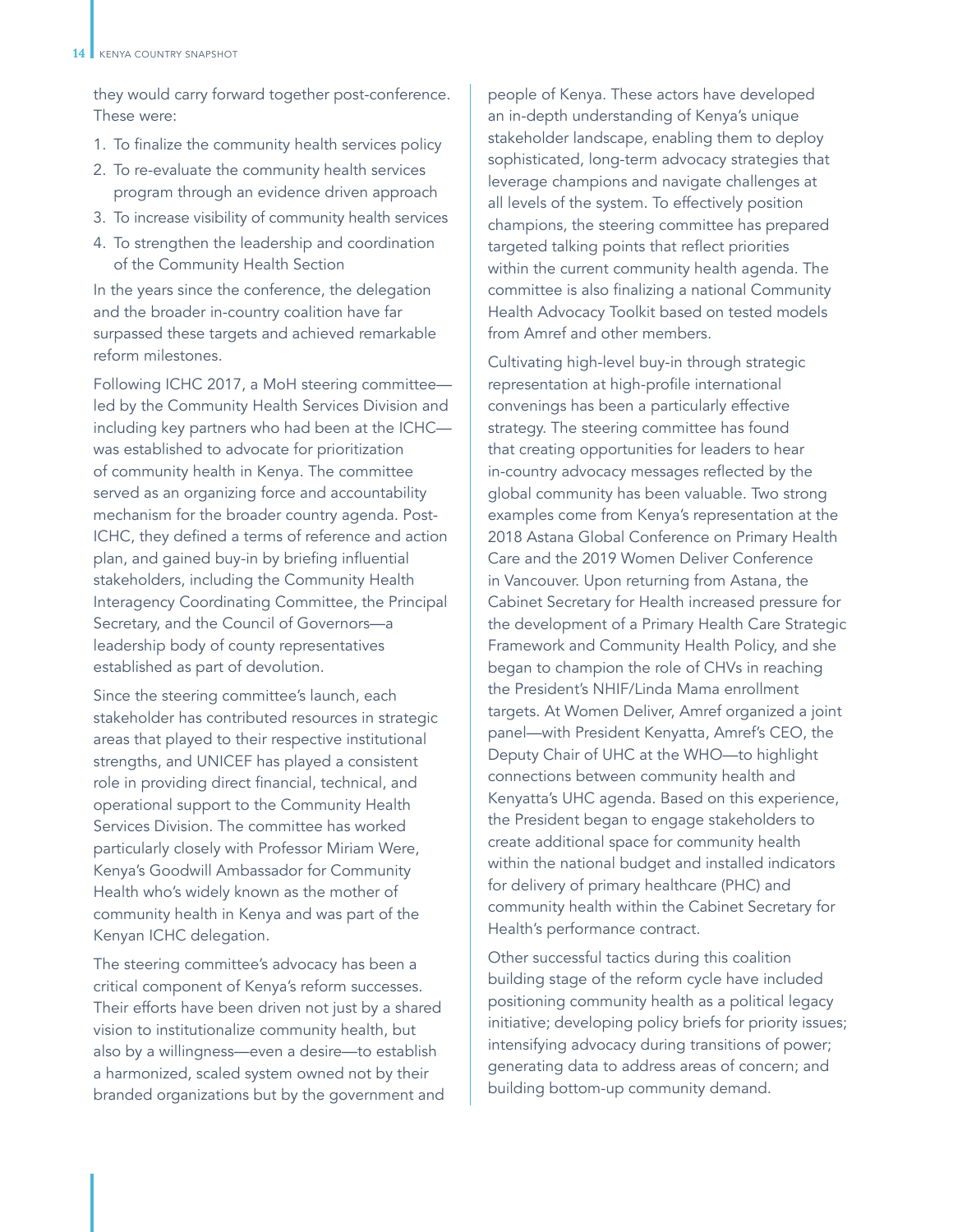they would carry forward together post-conference. These were:

1. To finalize the community health services policy
2. To re-evaluate the community health services program through an evidence driven approach
3. To increase visibility of community health services
4. To strengthen the leadership and coordination of the Community Health Section

In the years since the conference, the delegation and the broader in-country coalition have far surpassed these targets and achieved remarkable reform milestones.

Following ICHC 2017, a MoH steering committee—led by the Community Health Services Division and including key partners who had been at the ICHC—was established to advocate for prioritization of community health in Kenya. The committee served as an organizing force and accountability mechanism for the broader country agenda. Post-ICHC, they defined a terms of reference and action plan, and gained buy-in by briefing influential stakeholders, including the Community Health Interagency Coordinating Committee, the Principal Secretary, and the Council of Governors—a leadership body of county representatives established as part of devolution.

Since the steering committee's launch, each stakeholder has contributed resources in strategic areas that played to their respective institutional strengths, and UNICEF has played a consistent role in providing direct financial, technical, and operational support to the Community Health Services Division. The committee has worked particularly closely with Professor Miriam Were, Kenya's Goodwill Ambassador for Community Health who's widely known as the mother of community health in Kenya and was part of the Kenyan ICHC delegation.

The steering committee's advocacy has been a critical component of Kenya's reform successes. Their efforts have been driven not just by a shared vision to institutionalize community health, but also by a willingness—even a desire—to establish a harmonized, scaled system owned not by their branded organizations but by the government and people of Kenya. These actors have developed an in-depth understanding of Kenya's unique stakeholder landscape, enabling them to deploy sophisticated, long-term advocacy strategies that leverage champions and navigate challenges at all levels of the system. To effectively position champions, the steering committee has prepared targeted talking points that reflect priorities within the current community health agenda. The committee is also finalizing a national Community Health Advocacy Toolkit based on tested models from Amref and other members.

Cultivating high-level buy-in through strategic representation at high-profile international convenings has been a particularly effective strategy. The steering committee has found that creating opportunities for leaders to hear in-country advocacy messages reflected by the global community has been valuable. Two strong examples come from Kenya's representation at the 2018 Astana Global Conference on Primary Health Care and the 2019 Women Deliver Conference in Vancouver. Upon returning from Astana, the Cabinet Secretary for Health increased pressure for the development of a Primary Health Care Strategic Framework and Community Health Policy, and she began to champion the role of CHVs in reaching the President's NHIF/Linda Mama enrollment targets. At Women Deliver, Amref organized a joint panel—with President Kenyatta, Amref's CEO, the Deputy Chair of UHC at the WHO—to highlight connections between community health and Kenyatta's UHC agenda. Based on this experience, the President began to engage stakeholders to create additional space for community health within the national budget and installed indicators for delivery of primary healthcare (PHC) and community health within the Cabinet Secretary for Health's performance contract.

Other successful tactics during this coalition building stage of the reform cycle have included positioning community health as a political legacy initiative; developing policy briefs for priority issues; intensifying advocacy during transitions of power; generating data to address areas of concern; and building bottom-up community demand.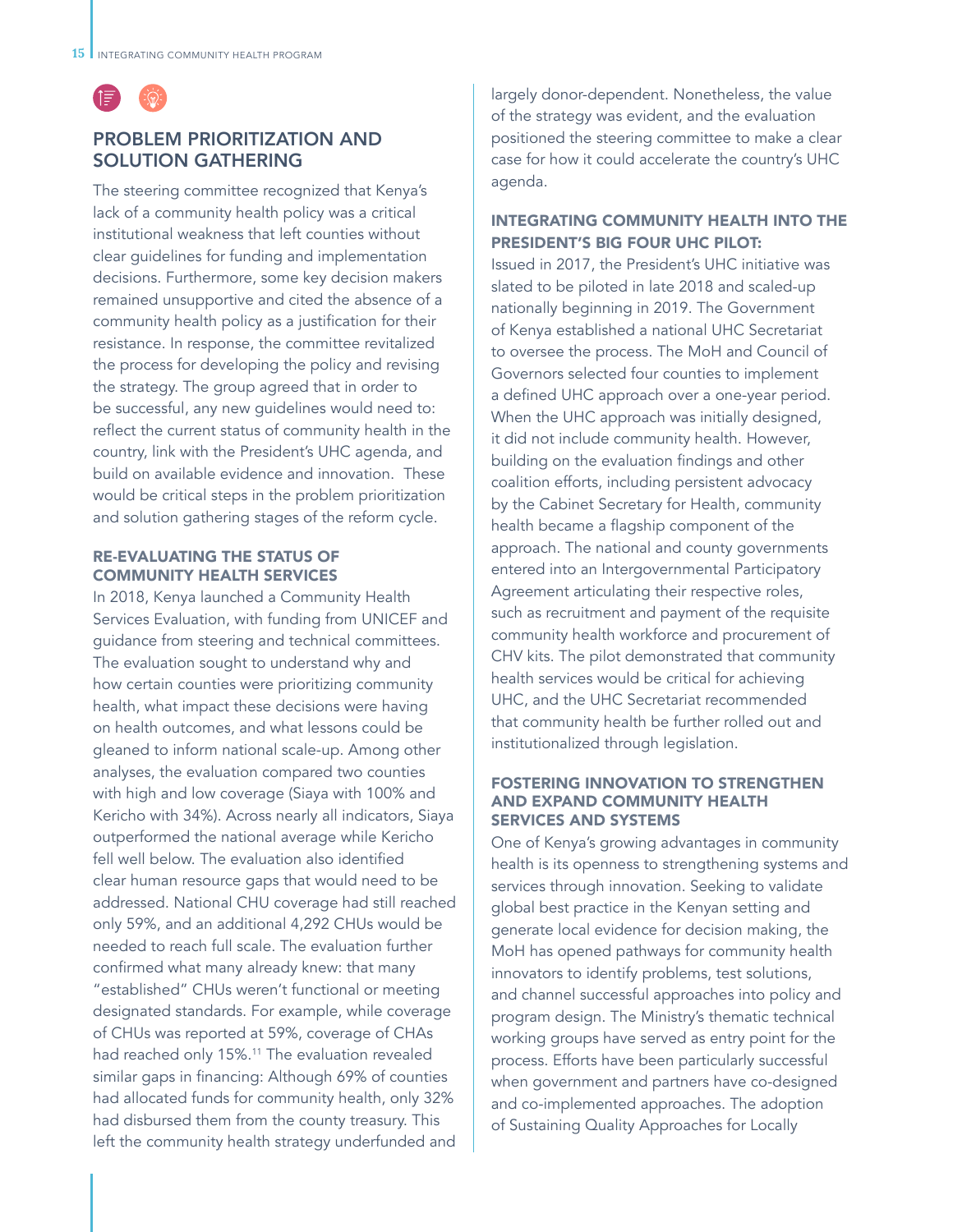## PROBLEM PRIORITIZATION AND SOLUTION GATHERING

The steering committee recognized that Kenya's lack of a community health policy was a critical institutional weakness that left counties without clear guidelines for funding and implementation decisions. Furthermore, some key decision makers remained unsupportive and cited the absence of a community health policy as a justification for their resistance. In response, the committee revitalized the process for developing the policy and revising the strategy. The group agreed that in order to be successful, any new guidelines would need to: reflect the current status of community health in the country, link with the President's UHC agenda, and build on available evidence and innovation. These would be critical steps in the problem prioritization and solution gathering stages of the reform cycle.

### RE-EVALUATING THE STATUS OF COMMUNITY HEALTH SERVICES

In 2018, Kenya launched a Community Health Services Evaluation, with funding from UNICEF and guidance from steering and technical committees. The evaluation sought to understand why and how certain counties were prioritizing community health, what impact these decisions were having on health outcomes, and what lessons could be gleaned to inform national scale-up. Among other analyses, the evaluation compared two counties with high and low coverage (Siaya with 100% and Kericho with 34%). Across nearly all indicators, Siaya outperformed the national average while Kericho fell well below. The evaluation also identified clear human resource gaps that would need to be addressed. National CHU coverage had still reached only 59%, and an additional 4,292 CHUs would be needed to reach full scale. The evaluation further confirmed what many already knew: that many "established" CHUs weren't functional or meeting designated standards. For example, while coverage of CHUs was reported at 59%, coverage of CHAs had reached only 15%.[11] The evaluation revealed similar gaps in financing: Although 69% of counties had allocated funds for community health, only 32% had disbursed them from the county treasury. This left the community health strategy underfunded and largely donor-dependent. Nonetheless, the value of the strategy was evident, and the evaluation positioned the steering committee to make a clear case for how it could accelerate the country's UHC agenda.

### INTEGRATING COMMUNITY HEALTH INTO THE PRESIDENT'S BIG FOUR UHC PILOT:

Issued in 2017, the President's UHC initiative was slated to be piloted in late 2018 and scaled-up nationally beginning in 2019. The Government of Kenya established a national UHC Secretariat to oversee the process. The MoH and Council of Governors selected four counties to implement a defined UHC approach over a one-year period. When the UHC approach was initially designed, it did not include community health. However, building on the evaluation findings and other coalition efforts, including persistent advocacy by the Cabinet Secretary for Health, community health became a flagship component of the approach. The national and county governments entered into an Intergovernmental Participatory Agreement articulating their respective roles, such as recruitment and payment of the requisite community health workforce and procurement of CHV kits. The pilot demonstrated that community health services would be critical for achieving UHC, and the UHC Secretariat recommended that community health be further rolled out and institutionalized through legislation.

### FOSTERING INNOVATION TO STRENGTHEN AND EXPAND COMMUNITY HEALTH SERVICES AND SYSTEMS

One of Kenya's growing advantages in community health is its openness to strengthening systems and services through innovation. Seeking to validate global best practice in the Kenyan setting and generate local evidence for decision making, the MoH has opened pathways for community health innovators to identify problems, test solutions, and channel successful approaches into policy and program design. The Ministry's thematic technical working groups have served as entry point for the process. Efforts have been particularly successful when government and partners have co-designed and co-implemented approaches. The adoption of Sustaining Quality Approaches for Locally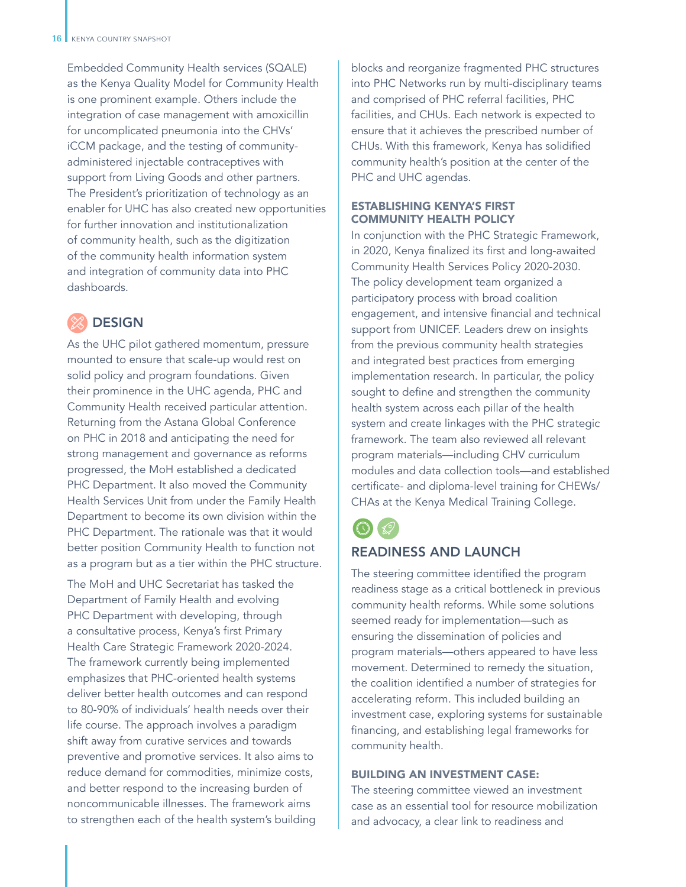Embedded Community Health services (SQALE) as the Kenya Quality Model for Community Health is one prominent example. Others include the integration of case management with amoxicillin for uncomplicated pneumonia into the CHVs' iCCM package, and the testing of community-administered injectable contraceptives with support from Living Goods and other partners. The President's prioritization of technology as an enabler for UHC has also created new opportunities for further innovation and institutionalization of community health, such as the digitization of the community health information system and integration of community data into PHC dashboards.

## DESIGN

As the UHC pilot gathered momentum, pressure mounted to ensure that scale-up would rest on solid policy and program foundations. Given their prominence in the UHC agenda, PHC and Community Health received particular attention. Returning from the Astana Global Conference on PHC in 2018 and anticipating the need for strong management and governance as reforms progressed, the MoH established a dedicated PHC Department. It also moved the Community Health Services Unit from under the Family Health Department to become its own division within the PHC Department. The rationale was that it would better position Community Health to function not as a program but as a tier within the PHC structure.

The MoH and UHC Secretariat has tasked the Department of Family Health and evolving PHC Department with developing, through a consultative process, Kenya's first Primary Health Care Strategic Framework 2020-2024. The framework currently being implemented emphasizes that PHC-oriented health systems deliver better health outcomes and can respond to 80-90% of individuals' health needs over their life course. The approach involves a paradigm shift away from curative services and towards preventive and promotive services. It also aims to reduce demand for commodities, minimize costs, and better respond to the increasing burden of noncommunicable illnesses. The framework aims to strengthen each of the health system's building blocks and reorganize fragmented PHC structures into PHC Networks run by multi-disciplinary teams and comprised of PHC referral facilities, PHC facilities, and CHUs. Each network is expected to ensure that it achieves the prescribed number of CHUs. With this framework, Kenya has solidified community health's position at the center of the PHC and UHC agendas.

### ESTABLISHING KENYA'S FIRST COMMUNITY HEALTH POLICY

In conjunction with the PHC Strategic Framework, in 2020, Kenya finalized its first and long-awaited Community Health Services Policy 2020-2030. The policy development team organized a participatory process with broad coalition engagement, and intensive financial and technical support from UNICEF. Leaders drew on insights from the previous community health strategies and integrated best practices from emerging implementation research. In particular, the policy sought to define and strengthen the community health system across each pillar of the health system and create linkages with the PHC strategic framework. The team also reviewed all relevant program materials—including CHV curriculum modules and data collection tools—and established certificate- and diploma-level training for CHEWs/CHAs at the Kenya Medical Training College.

## READINESS AND LAUNCH

The steering committee identified the program readiness stage as a critical bottleneck in previous community health reforms. While some solutions seemed ready for implementation—such as ensuring the dissemination of policies and program materials—others appeared to have less movement. Determined to remedy the situation, the coalition identified a number of strategies for accelerating reform. This included building an investment case, exploring systems for sustainable financing, and establishing legal frameworks for community health.

### BUILDING AN INVESTMENT CASE:

The steering committee viewed an investment case as an essential tool for resource mobilization and advocacy, a clear link to readiness and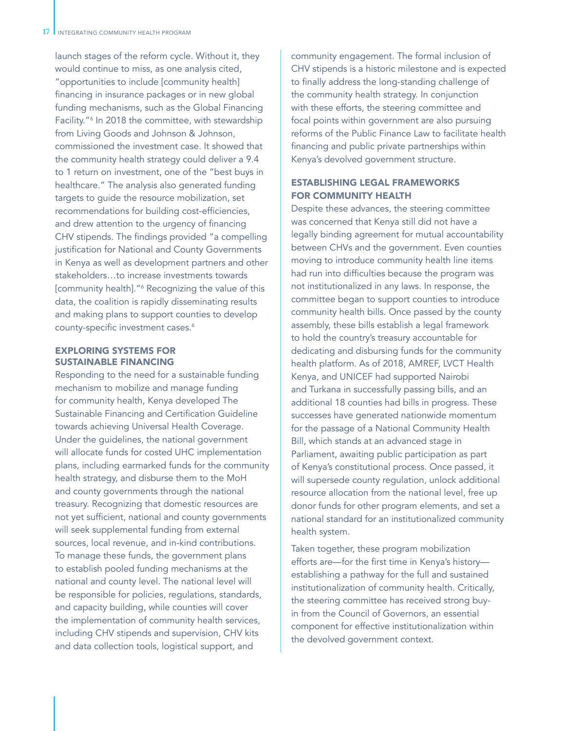launch stages of the reform cycle. Without it, they would continue to miss, as one analysis cited, "opportunities to include [community health] financing in insurance packages or in new global funding mechanisms, such as the Global Financing Facility."[6] In 2018 the committee, with stewardship from Living Goods and Johnson & Johnson, commissioned the investment case. It showed that the community health strategy could deliver a 9.4 to 1 return on investment, one of the "best buys in healthcare." The analysis also generated funding targets to guide the resource mobilization, set recommendations for building cost-efficiencies, and drew attention to the urgency of financing CHV stipends. The findings provided "a compelling justification for National and County Governments in Kenya as well as development partners and other stakeholders…to increase investments towards [community health]."[6] Recognizing the value of this data, the coalition is rapidly disseminating results and making plans to support counties to develop county-specific investment cases.[6]

### EXPLORING SYSTEMS FOR SUSTAINABLE FINANCING

Responding to the need for a sustainable funding mechanism to mobilize and manage funding for community health, Kenya developed The Sustainable Financing and Certification Guideline towards achieving Universal Health Coverage. Under the guidelines, the national government will allocate funds for costed UHC implementation plans, including earmarked funds for the community health strategy, and disburse them to the MoH and county governments through the national treasury. Recognizing that domestic resources are not yet sufficient, national and county governments will seek supplemental funding from external sources, local revenue, and in-kind contributions. To manage these funds, the government plans to establish pooled funding mechanisms at the national and county level. The national level will be responsible for policies, regulations, standards, and capacity building, while counties will cover the implementation of community health services, including CHV stipends and supervision, CHV kits and data collection tools, logistical support, and community engagement. The formal inclusion of CHV stipends is a historic milestone and is expected to finally address the long-standing challenge of the community health strategy. In conjunction with these efforts, the steering committee and focal points within government are also pursuing reforms of the Public Finance Law to facilitate health financing and public private partnerships within Kenya's devolved government structure.

### ESTABLISHING LEGAL FRAMEWORKS FOR COMMUNITY HEALTH

Despite these advances, the steering committee was concerned that Kenya still did not have a legally binding agreement for mutual accountability between CHVs and the government. Even counties moving to introduce community health line items had run into difficulties because the program was not institutionalized in any laws. In response, the committee began to support counties to introduce community health bills. Once passed by the county assembly, these bills establish a legal framework to hold the country's treasury accountable for dedicating and disbursing funds for the community health platform. As of 2018, AMREF, LVCT Health Kenya, and UNICEF had supported Nairobi and Turkana in successfully passing bills, and an additional 18 counties had bills in progress. These successes have generated nationwide momentum for the passage of a National Community Health Bill, which stands at an advanced stage in Parliament, awaiting public participation as part of Kenya's constitutional process. Once passed, it will supersede county regulation, unlock additional resource allocation from the national level, free up donor funds for other program elements, and set a national standard for an institutionalized community health system.

Taken together, these program mobilization efforts are—for the first time in Kenya's history—establishing a pathway for the full and sustained institutionalization of community health. Critically, the steering committee has received strong buy-in from the Council of Governors, an essential component for effective institutionalization within the devolved government context.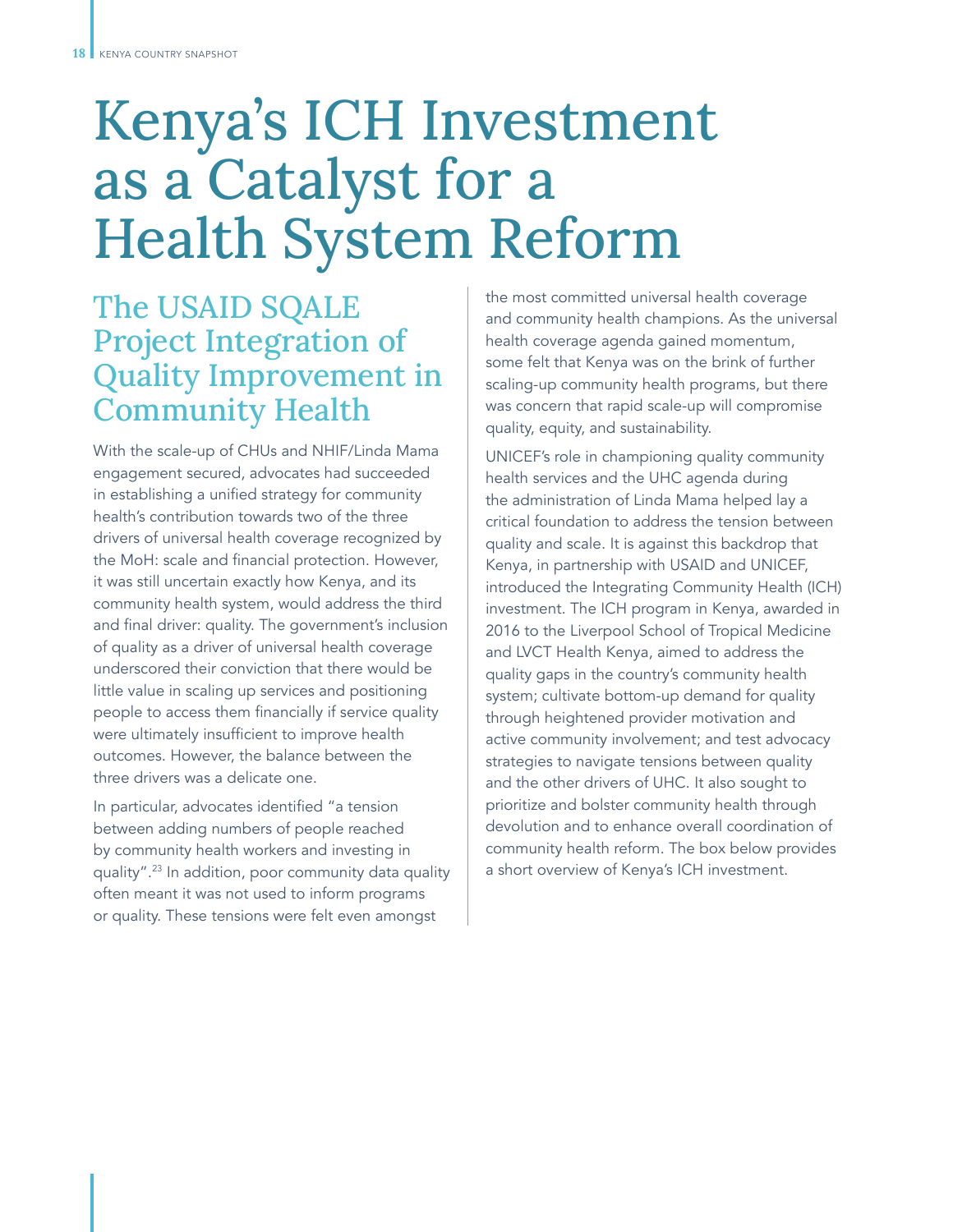# Kenya's ICH Investment as a Catalyst for a Health System Reform

## The USAID SQALE Project Integration of Quality Improvement in Community Health

With the scale-up of CHUs and NHIF/Linda Mama engagement secured, advocates had succeeded in establishing a unified strategy for community health's contribution towards two of the three drivers of universal health coverage recognized by the MoH: scale and financial protection. However, it was still uncertain exactly how Kenya, and its community health system, would address the third and final driver: quality. The government's inclusion of quality as a driver of universal health coverage underscored their conviction that there would be little value in scaling up services and positioning people to access them financially if service quality were ultimately insufficient to improve health outcomes. However, the balance between the three drivers was a delicate one.

In particular, advocates identified "a tension between adding numbers of people reached by community health workers and investing in quality".[23] In addition, poor community data quality often meant it was not used to inform programs or quality. These tensions were felt even amongst the most committed universal health coverage and community health champions. As the universal health coverage agenda gained momentum, some felt that Kenya was on the brink of further scaling-up community health programs, but there was concern that rapid scale-up will compromise quality, equity, and sustainability.

UNICEF's role in championing quality community health services and the UHC agenda during the administration of Linda Mama helped lay a critical foundation to address the tension between quality and scale. It is against this backdrop that Kenya, in partnership with USAID and UNICEF, introduced the Integrating Community Health (ICH) investment. The ICH program in Kenya, awarded in 2016 to the Liverpool School of Tropical Medicine and LVCT Health Kenya, aimed to address the quality gaps in the country's community health system; cultivate bottom-up demand for quality through heightened provider motivation and active community involvement; and test advocacy strategies to navigate tensions between quality and the other drivers of UHC. It also sought to prioritize and bolster community health through devolution and to enhance overall coordination of community health reform. The box below provides a short overview of Kenya's ICH investment.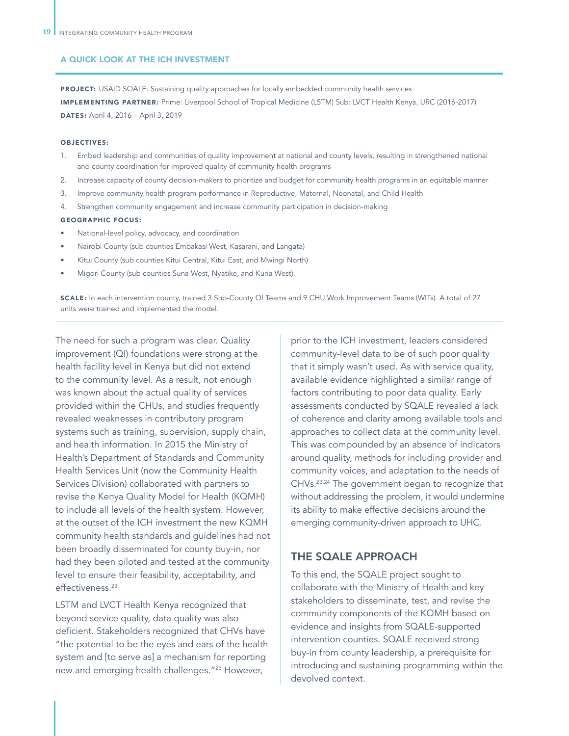### A QUICK LOOK AT THE ICH INVESTMENT

**PROJECT:** USAID SQALE: Sustaining quality approaches for locally embedded community health services

**IMPLEMENTING PARTNER:** Prime: Liverpool School of Tropical Medicine (LSTM) Sub: LVCT Health Kenya, URC (2016-2017)

**DATES:** April 4, 2016 – April 3, 2019

**OBJECTIVES:**

1. Embed leadership and communities of quality improvement at national and county levels, resulting in strengthened national and county coordination for improved quality of community health programs
2. Increase capacity of county decision-makers to prioritize and budget for community health programs in an equitable manner
3. Improve community health program performance in Reproductive, Maternal, Neonatal, and Child Health
4. Strengthen community engagement and increase community participation in decision-making

**GEOGRAPHIC FOCUS:**

- National-level policy, advocacy, and coordination
- Nairobi County (sub counties Embakasi West, Kasarani, and Langata)
- Kitui County (sub counties Kitui Central, Kitui East, and Mwingi North)
- Migori County (sub counties Suna West, Nyatike, and Kuria West)

**SCALE:** In each intervention county, trained 3 Sub-County QI Teams and 9 CHU Work Improvement Teams (WITs). A total of 27 units were trained and implemented the model.

The need for such a program was clear. Quality improvement (QI) foundations were strong at the health facility level in Kenya but did not extend to the community level. As a result, not enough was known about the actual quality of services provided within the CHUs, and studies frequently revealed weaknesses in contributory program systems such as training, supervision, supply chain, and health information. In 2015 the Ministry of Health's Department of Standards and Community Health Services Unit (now the Community Health Services Division) collaborated with partners to revise the Kenya Quality Model for Health (KQMH) to include all levels of the health system. However, at the outset of the ICH investment the new KQMH community health standards and guidelines had not been broadly disseminated for county buy-in, nor had they been piloted and tested at the community level to ensure their feasibility, acceptability, and effectiveness.[23]

LSTM and LVCT Health Kenya recognized that beyond service quality, data quality was also deficient. Stakeholders recognized that CHVs have "the potential to be the eyes and ears of the health system and [to serve as] a mechanism for reporting new and emerging health challenges."[23] However, prior to the ICH investment, leaders considered community-level data to be of such poor quality that it simply wasn't used. As with service quality, available evidence highlighted a similar range of factors contributing to poor data quality. Early assessments conducted by SQALE revealed a lack of coherence and clarity among available tools and approaches to collect data at the community level. This was compounded by an absence of indicators around quality, methods for including provider and community voices, and adaptation to the needs of CHVs.[23,24] The government began to recognize that without addressing the problem, it would undermine its ability to make effective decisions around the emerging community-driven approach to UHC.

## THE SQALE APPROACH

To this end, the SQALE project sought to collaborate with the Ministry of Health and key stakeholders to disseminate, test, and revise the community components of the KQMH based on evidence and insights from SQALE-supported intervention counties. SQALE received strong buy-in from county leadership, a prerequisite for introducing and sustaining programming within the devolved context.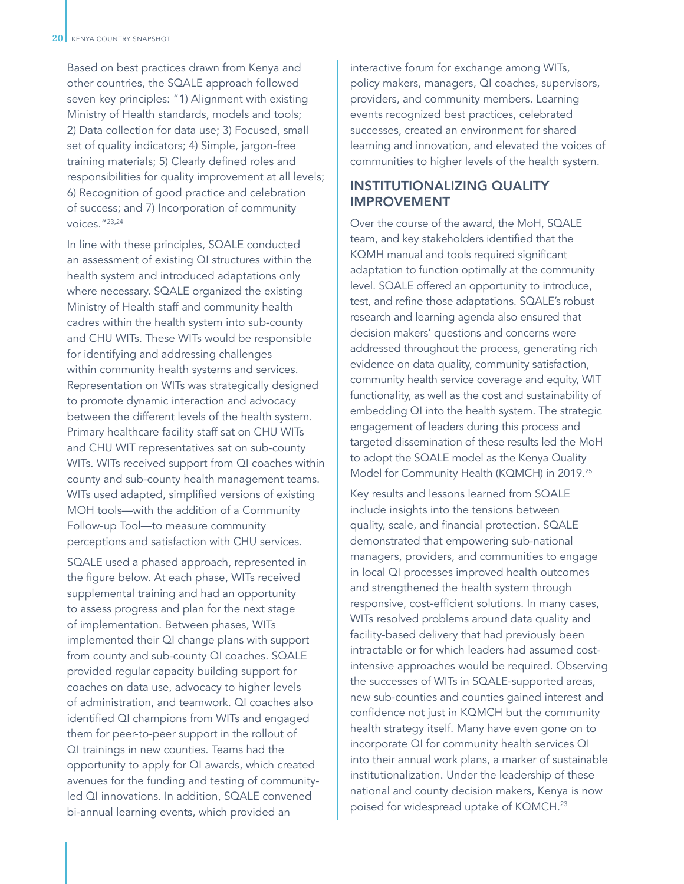Based on best practices drawn from Kenya and other countries, the SQALE approach followed seven key principles: "1) Alignment with existing Ministry of Health standards, models and tools; 2) Data collection for data use; 3) Focused, small set of quality indicators; 4) Simple, jargon-free training materials; 5) Clearly defined roles and responsibilities for quality improvement at all levels; 6) Recognition of good practice and celebration of success; and 7) Incorporation of community voices."[23,24]

In line with these principles, SQALE conducted an assessment of existing QI structures within the health system and introduced adaptations only where necessary. SQALE organized the existing Ministry of Health staff and community health cadres within the health system into sub-county and CHU WITs. These WITs would be responsible for identifying and addressing challenges within community health systems and services. Representation on WITs was strategically designed to promote dynamic interaction and advocacy between the different levels of the health system. Primary healthcare facility staff sat on CHU WITs and CHU WIT representatives sat on sub-county WITs. WITs received support from QI coaches within county and sub-county health management teams. WITs used adapted, simplified versions of existing MOH tools—with the addition of a Community Follow-up Tool—to measure community perceptions and satisfaction with CHU services.

SQALE used a phased approach, represented in the figure below. At each phase, WITs received supplemental training and had an opportunity to assess progress and plan for the next stage of implementation. Between phases, WITs implemented their QI change plans with support from county and sub-county QI coaches. SQALE provided regular capacity building support for coaches on data use, advocacy to higher levels of administration, and teamwork. QI coaches also identified QI champions from WITs and engaged them for peer-to-peer support in the rollout of QI trainings in new counties. Teams had the opportunity to apply for QI awards, which created avenues for the funding and testing of community-led QI innovations. In addition, SQALE convened bi-annual learning events, which provided an interactive forum for exchange among WITs, policy makers, managers, QI coaches, supervisors, providers, and community members. Learning events recognized best practices, celebrated successes, created an environment for shared learning and innovation, and elevated the voices of communities to higher levels of the health system.

## INSTITUTIONALIZING QUALITY IMPROVEMENT

Over the course of the award, the MoH, SQALE team, and key stakeholders identified that the KQMH manual and tools required significant adaptation to function optimally at the community level. SQALE offered an opportunity to introduce, test, and refine those adaptations. SQALE's robust research and learning agenda also ensured that decision makers' questions and concerns were addressed throughout the process, generating rich evidence on data quality, community satisfaction, community health service coverage and equity, WIT functionality, as well as the cost and sustainability of embedding QI into the health system. The strategic engagement of leaders during this process and targeted dissemination of these results led the MoH to adopt the SQALE model as the Kenya Quality Model for Community Health (KQMCH) in 2019.[25]

Key results and lessons learned from SQALE include insights into the tensions between quality, scale, and financial protection. SQALE demonstrated that empowering sub-national managers, providers, and communities to engage in local QI processes improved health outcomes and strengthened the health system through responsive, cost-efficient solutions. In many cases, WITs resolved problems around data quality and facility-based delivery that had previously been intractable or for which leaders had assumed cost-intensive approaches would be required. Observing the successes of WITs in SQALE-supported areas, new sub-counties and counties gained interest and confidence not just in KQMCH but the community health strategy itself. Many have even gone on to incorporate QI for community health services QI into their annual work plans, a marker of sustainable institutionalization. Under the leadership of these national and county decision makers, Kenya is now poised for widespread uptake of KQMCH.[23]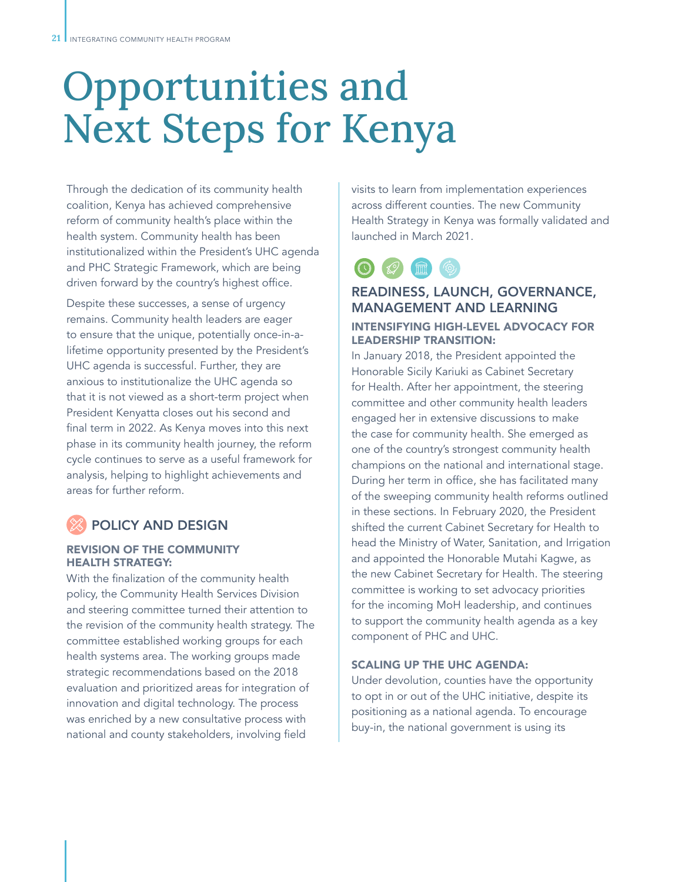# Opportunities and Next Steps for Kenya

Through the dedication of its community health coalition, Kenya has achieved comprehensive reform of community health's place within the health system. Community health has been institutionalized within the President's UHC agenda and PHC Strategic Framework, which are being driven forward by the country's highest office.

Despite these successes, a sense of urgency remains. Community health leaders are eager to ensure that the unique, potentially once-in-a-lifetime opportunity presented by the President's UHC agenda is successful. Further, they are anxious to institutionalize the UHC agenda so that it is not viewed as a short-term project when President Kenyatta closes out his second and final term in 2022. As Kenya moves into this next phase in its community health journey, the reform cycle continues to serve as a useful framework for analysis, helping to highlight achievements and areas for further reform.

## POLICY AND DESIGN

### REVISION OF THE COMMUNITY HEALTH STRATEGY:

With the finalization of the community health policy, the Community Health Services Division and steering committee turned their attention to the revision of the community health strategy. The committee established working groups for each health systems area. The working groups made strategic recommendations based on the 2018 evaluation and prioritized areas for integration of innovation and digital technology. The process was enriched by a new consultative process with national and county stakeholders, involving field visits to learn from implementation experiences across different counties. The new Community Health Strategy in Kenya was formally validated and launched in March 2021.

## READINESS, LAUNCH, GOVERNANCE, MANAGEMENT AND LEARNING

### INTENSIFYING HIGH-LEVEL ADVOCACY FOR LEADERSHIP TRANSITION:

In January 2018, the President appointed the Honorable Sicily Kariuki as Cabinet Secretary for Health. After her appointment, the steering committee and other community health leaders engaged her in extensive discussions to make the case for community health. She emerged as one of the country's strongest community health champions on the national and international stage. During her term in office, she has facilitated many of the sweeping community health reforms outlined in these sections. In February 2020, the President shifted the current Cabinet Secretary for Health to head the Ministry of Water, Sanitation, and Irrigation and appointed the Honorable Mutahi Kagwe, as the new Cabinet Secretary for Health. The steering committee is working to set advocacy priorities for the incoming MoH leadership, and continues to support the community health agenda as a key component of PHC and UHC.

### SCALING UP THE UHC AGENDA:

Under devolution, counties have the opportunity to opt in or out of the UHC initiative, despite its positioning as a national agenda. To encourage buy-in, the national government is using its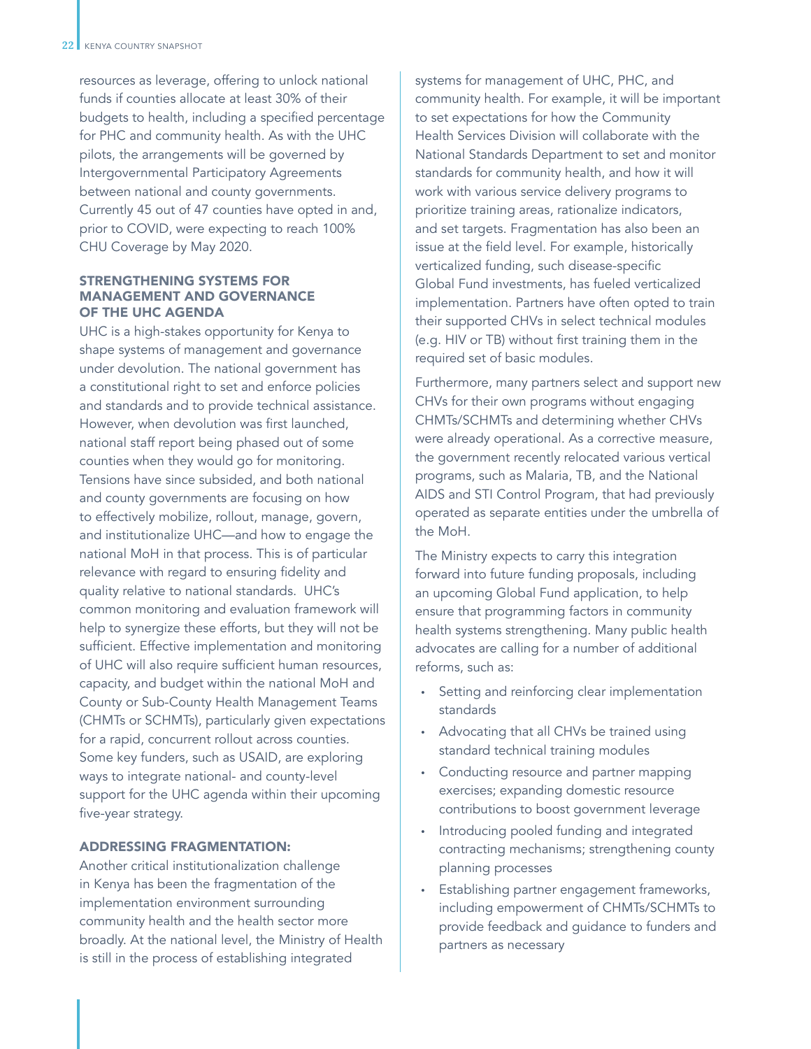resources as leverage, offering to unlock national funds if counties allocate at least 30% of their budgets to health, including a specified percentage for PHC and community health. As with the UHC pilots, the arrangements will be governed by Intergovernmental Participatory Agreements between national and county governments. Currently 45 out of 47 counties have opted in and, prior to COVID, were expecting to reach 100% CHU Coverage by May 2020.

### STRENGTHENING SYSTEMS FOR MANAGEMENT AND GOVERNANCE OF THE UHC AGENDA

UHC is a high-stakes opportunity for Kenya to shape systems of management and governance under devolution. The national government has a constitutional right to set and enforce policies and standards and to provide technical assistance. However, when devolution was first launched, national staff report being phased out of some counties when they would go for monitoring. Tensions have since subsided, and both national and county governments are focusing on how to effectively mobilize, rollout, manage, govern, and institutionalize UHC—and how to engage the national MoH in that process. This is of particular relevance with regard to ensuring fidelity and quality relative to national standards. UHC's common monitoring and evaluation framework will help to synergize these efforts, but they will not be sufficient. Effective implementation and monitoring of UHC will also require sufficient human resources, capacity, and budget within the national MoH and County or Sub-County Health Management Teams (CHMTs or SCHMTs), particularly given expectations for a rapid, concurrent rollout across counties. Some key funders, such as USAID, are exploring ways to integrate national- and county-level support for the UHC agenda within their upcoming five-year strategy.

### ADDRESSING FRAGMENTATION:

Another critical institutionalization challenge in Kenya has been the fragmentation of the implementation environment surrounding community health and the health sector more broadly. At the national level, the Ministry of Health is still in the process of establishing integrated systems for management of UHC, PHC, and community health. For example, it will be important to set expectations for how the Community Health Services Division will collaborate with the National Standards Department to set and monitor standards for community health, and how it will work with various service delivery programs to prioritize training areas, rationalize indicators, and set targets. Fragmentation has also been an issue at the field level. For example, historically verticalized funding, such disease-specific Global Fund investments, has fueled verticalized implementation. Partners have often opted to train their supported CHVs in select technical modules (e.g. HIV or TB) without first training them in the required set of basic modules.

Furthermore, many partners select and support new CHVs for their own programs without engaging CHMTs/SCHMTs and determining whether CHVs were already operational. As a corrective measure, the government recently relocated various vertical programs, such as Malaria, TB, and the National AIDS and STI Control Program, that had previously operated as separate entities under the umbrella of the MoH.

The Ministry expects to carry this integration forward into future funding proposals, including an upcoming Global Fund application, to help ensure that programming factors in community health systems strengthening. Many public health advocates are calling for a number of additional reforms, such as:

- Setting and reinforcing clear implementation standards
- Advocating that all CHVs be trained using standard technical training modules
- Conducting resource and partner mapping exercises; expanding domestic resource contributions to boost government leverage
- Introducing pooled funding and integrated contracting mechanisms; strengthening county planning processes
- Establishing partner engagement frameworks, including empowerment of CHMTs/SCHMTs to provide feedback and guidance to funders and partners as necessary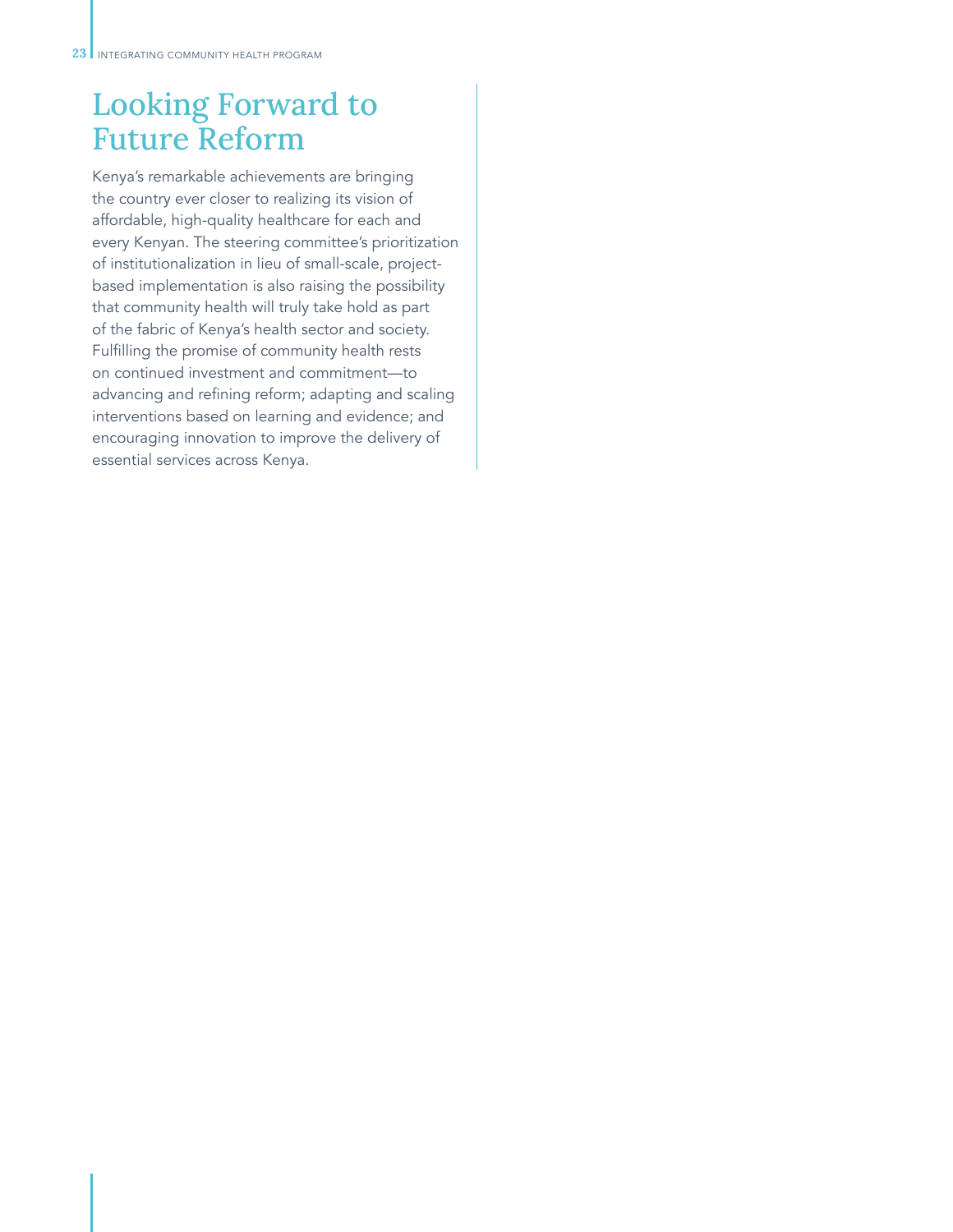# Looking Forward to Future Reform

Kenya's remarkable achievements are bringing the country ever closer to realizing its vision of affordable, high-quality healthcare for each and every Kenyan. The steering committee's prioritization of institutionalization in lieu of small-scale, project-based implementation is also raising the possibility that community health will truly take hold as part of the fabric of Kenya's health sector and society. Fulfilling the promise of community health rests on continued investment and commitment—to advancing and refining reform; adapting and scaling interventions based on learning and evidence; and encouraging innovation to improve the delivery of essential services across Kenya.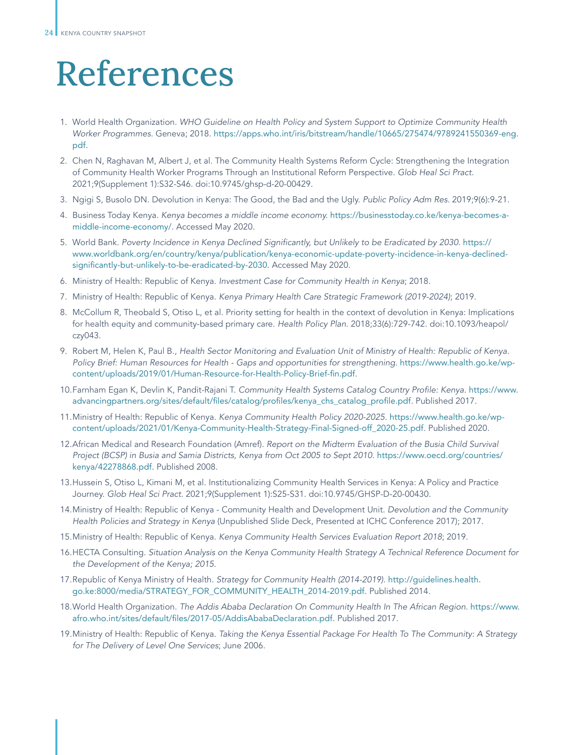# References

1. World Health Organization. *WHO Guideline on Health Policy and System Support to Optimize Community Health Worker Programmes.* Geneva; 2018. https://apps.who.int/iris/bitstream/handle/10665/275474/9789241550369-eng.pdf.
2. Chen N, Raghavan M, Albert J, et al. The Community Health Systems Reform Cycle: Strengthening the Integration of Community Health Worker Programs Through an Institutional Reform Perspective. *Glob Heal Sci Pract*. 2021;9(Supplement 1):S32-S46. doi:10.9745/ghsp-d-20-00429.
3. Ngigi S, Busolo DN. Devolution in Kenya: The Good, the Bad and the Ugly. *Public Policy Adm Res.* 2019;9(6):9-21.
4. Business Today Kenya. *Kenya becomes a middle income economy.* https://businesstoday.co.ke/kenya-becomes-a-middle-income-economy/. Accessed May 2020.
5. World Bank. *Poverty Incidence in Kenya Declined Significantly, but Unlikely to be Eradicated by 2030.* https://www.worldbank.org/en/country/kenya/publication/kenya-economic-update-poverty-incidence-in-kenya-declined-significantly-but-unlikely-to-be-eradicated-by-2030. Accessed May 2020.
6. Ministry of Health: Republic of Kenya. *Investment Case for Community Health in Kenya*; 2018.
7. Ministry of Health: Republic of Kenya. *Kenya Primary Health Care Strategic Framework (2019-2024)*; 2019.
8. McCollum R, Theobald S, Otiso L, et al. Priority setting for health in the context of devolution in Kenya: Implications for health equity and community-based primary care. *Health Policy Plan.* 2018;33(6):729-742. doi:10.1093/heapol/czy043.
9. Robert M, Helen K, Paul B., *Health Sector Monitoring and Evaluation Unit of Ministry of Health: Republic of Kenya. Policy Brief: Human Resources for Health - Gaps and opportunities for strengthening.* https://www.health.go.ke/wp-content/uploads/2019/01/Human-Resource-for-Health-Policy-Brief-fin.pdf.
10. Farnham Egan K, Devlin K, Pandit-Rajani T. *Community Health Systems Catalog Country Profile: Kenya*. https://www.advancingpartners.org/sites/default/files/catalog/profiles/kenya_chs_catalog_profile.pdf. Published 2017.
11. Ministry of Health: Republic of Kenya. *Kenya Community Health Policy 2020-2025*. https://www.health.go.ke/wp-content/uploads/2021/01/Kenya-Community-Health-Strategy-Final-Signed-off_2020-25.pdf. Published 2020.
12. African Medical and Research Foundation (Amref). *Report on the Midterm Evaluation of the Busia Child Survival Project (BCSP) in Busia and Samia Districts, Kenya from Oct 2005 to Sept 2010.* https://www.oecd.org/countries/kenya/42278868.pdf. Published 2008.
13. Hussein S, Otiso L, Kimani M, et al. Institutionalizing Community Health Services in Kenya: A Policy and Practice Journey. *Glob Heal Sci Pract*. 2021;9(Supplement 1):S25-S31. doi:10.9745/GHSP-D-20-00430.
14. Ministry of Health: Republic of Kenya - Community Health and Development Unit. *Devolution and the Community Health Policies and Strategy in Kenya* (Unpublished Slide Deck, Presented at ICHC Conference 2017); 2017.
15. Ministry of Health: Republic of Kenya. *Kenya Community Health Services Evaluation Report 2018*; 2019.
16. HECTA Consulting. *Situation Analysis on the Kenya Community Health Strategy A Technical Reference Document for the Development of the Kenya; 2015.*
17. Republic of Kenya Ministry of Health. *Strategy for Community Health (2014-2019).* http://guidelines.health.go.ke:8000/media/STRATEGY_FOR_COMMUNITY_HEALTH_2014-2019.pdf. Published 2014.
18. World Health Organization. *The Addis Ababa Declaration On Community Health In The African Region.* https://www.afro.who.int/sites/default/files/2017-05/AddisAbabaDeclaration.pdf. Published 2017.
19. Ministry of Health: Republic of Kenya. *Taking the Kenya Essential Package For Health To The Community: A Strategy for The Delivery of Level One Services*; June 2006.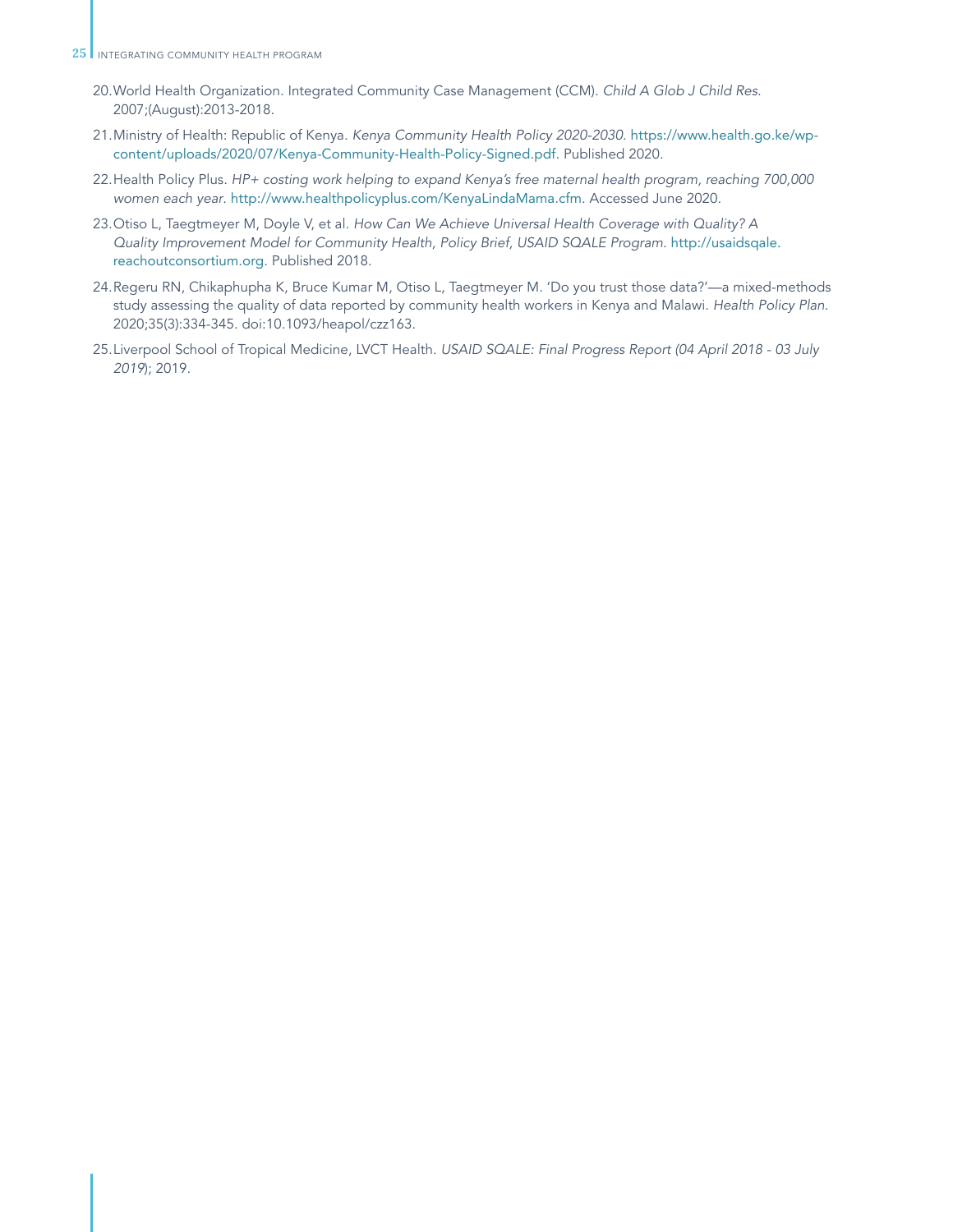20. World Health Organization. Integrated Community Case Management (CCM). *Child A Glob J Child Res.* 2007;(August):2013-2018.

21. Ministry of Health: Republic of Kenya. *Kenya Community Health Policy 2020-2030*. https://www.health.go.ke/wp-content/uploads/2020/07/Kenya-Community-Health-Policy-Signed.pdf. Published 2020.

22. Health Policy Plus. *HP+ costing work helping to expand Kenya's free maternal health program, reaching 700,000 women each year.* http://www.healthpolicyplus.com/KenyaLindaMama.cfm. Accessed June 2020.

23. Otiso L, Taegtmeyer M, Doyle V, et al. *How Can We Achieve Universal Health Coverage with Quality? A Quality Improvement Model for Community Health, Policy Brief, USAID SQALE Program.* http://usaidsqale.reachoutconsortium.org. Published 2018.

24. Regeru RN, Chikaphupha K, Bruce Kumar M, Otiso L, Taegtmeyer M. 'Do you trust those data?'—a mixed-methods study assessing the quality of data reported by community health workers in Kenya and Malawi. *Health Policy Plan.* 2020;35(3):334-345. doi:10.1093/heapol/czz163.

25. Liverpool School of Tropical Medicine, LVCT Health. *USAID SQALE: Final Progress Report (04 April 2018 - 03 July 2019*); 2019.